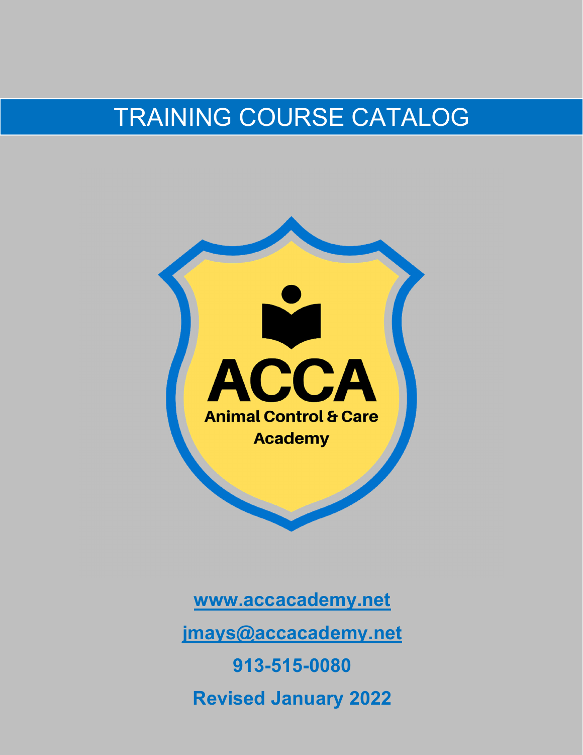# TRAINING COURSE CATALOG

**ACCA**

**Animal Control & Care Academy**

**www.accacademy.net**

**jmays@accacademy.net**

**913-515-0080**

**Revised January 2022**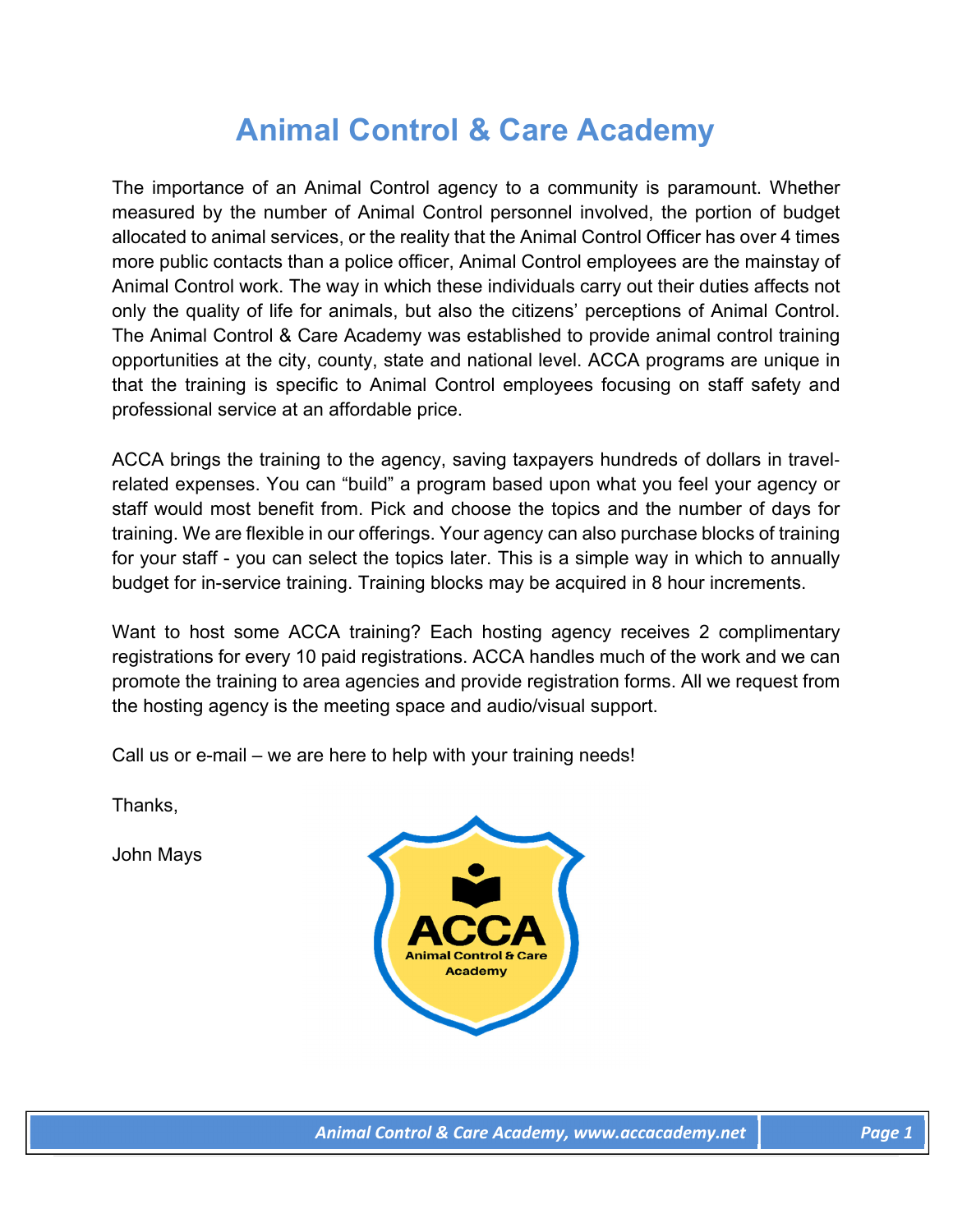# Animal Control & Care Academy

The importance of an Animal Control agency to a community is paramount. Whether measured by the number of Animal Control personnel involved, the portion of budget allocated to animal services, or the reality that the Animal Control Officer has over 4 times more public contacts than a police officer, Animal Control employees are the mainstay of Animal Control work. The way in which these individuals carry out their duties affects not only the quality of life for animals, but also the citizens' perceptions of Animal Control. The Animal Control & Care Academy was established to provide animal control training opportunities at the city, county, state and national level. ACCA programs are unique in that the training is specific to Animal Control employees focusing on staff safety and professional service at an affordable price.

ACCA brings the training to the agency, saving taxpayers hundreds of dollars in travel-related expenses. You can "build" a program based upon what you feel your agency or staff would most benefit from. Pick and choose the topics and the number of days for training. We are flexible in our offerings. Your agency can also purchase blocks of training for your staff - you can select the topics later. This is a simple way in which to annually budget for in-service training. Training blocks may be acquired in 8 hour increments.

Want to host some ACCA training? Each hosting agency receives 2 complimentary registrations for every 10 paid registrations. ACCA handles much of the work and we can promote the training to area agencies and provide registration forms. All we request from the hosting agency is the meeting space and audio/visual support.

Call us or e-mail – we are here to help with your training needs!

Thanks,

John Mays

ACCA
Animal Control & Care Academy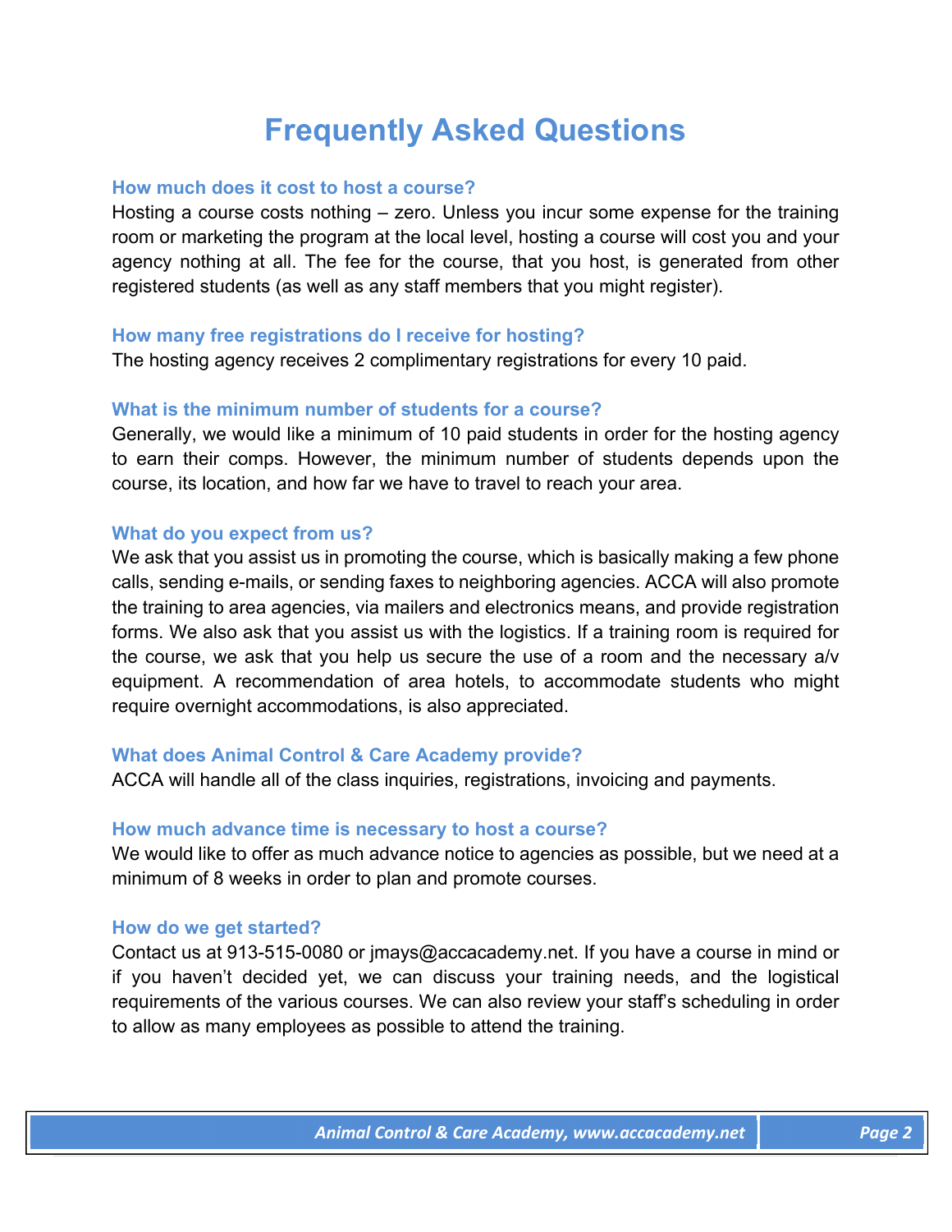# Frequently Asked Questions

### How much does it cost to host a course?

Hosting a course costs nothing – zero. Unless you incur some expense for the training room or marketing the program at the local level, hosting a course will cost you and your agency nothing at all. The fee for the course, that you host, is generated from other registered students (as well as any staff members that you might register).

### How many free registrations do I receive for hosting?

The hosting agency receives 2 complimentary registrations for every 10 paid.

### What is the minimum number of students for a course?

Generally, we would like a minimum of 10 paid students in order for the hosting agency to earn their comps. However, the minimum number of students depends upon the course, its location, and how far we have to travel to reach your area.

### What do you expect from us?

We ask that you assist us in promoting the course, which is basically making a few phone calls, sending e-mails, or sending faxes to neighboring agencies. ACCA will also promote the training to area agencies, via mailers and electronics means, and provide registration forms. We also ask that you assist us with the logistics. If a training room is required for the course, we ask that you help us secure the use of a room and the necessary a/v equipment. A recommendation of area hotels, to accommodate students who might require overnight accommodations, is also appreciated.

### What does Animal Control & Care Academy provide?

ACCA will handle all of the class inquiries, registrations, invoicing and payments.

### How much advance time is necessary to host a course?

We would like to offer as much advance notice to agencies as possible, but we need at a minimum of 8 weeks in order to plan and promote courses.

### How do we get started?

Contact us at 913-515-0080 or jmays@accacademy.net. If you have a course in mind or if you haven't decided yet, we can discuss your training needs, and the logistical requirements of the various courses. We can also review your staff's scheduling in order to allow as many employees as possible to attend the training.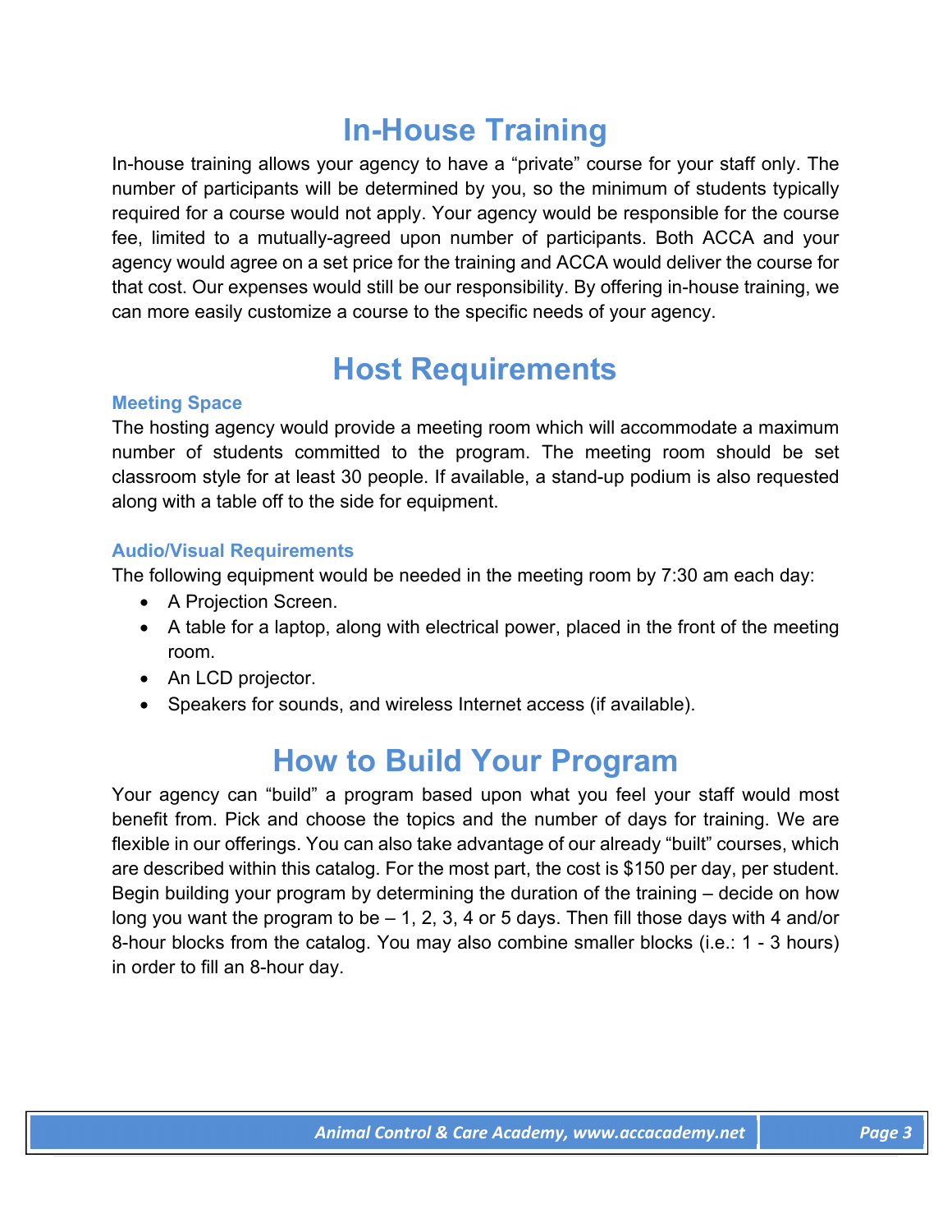# In-House Training

In-house training allows your agency to have a "private" course for your staff only. The number of participants will be determined by you, so the minimum of students typically required for a course would not apply. Your agency would be responsible for the course fee, limited to a mutually-agreed upon number of participants. Both ACCA and your agency would agree on a set price for the training and ACCA would deliver the course for that cost. Our expenses would still be our responsibility. By offering in-house training, we can more easily customize a course to the specific needs of your agency.

# Host Requirements

### Meeting Space

The hosting agency would provide a meeting room which will accommodate a maximum number of students committed to the program. The meeting room should be set classroom style for at least 30 people. If available, a stand-up podium is also requested along with a table off to the side for equipment.

### Audio/Visual Requirements

The following equipment would be needed in the meeting room by 7:30 am each day:

- A Projection Screen.
- A table for a laptop, along with electrical power, placed in the front of the meeting room.
- An LCD projector.
- Speakers for sounds, and wireless Internet access (if available).

# How to Build Your Program

Your agency can "build" a program based upon what you feel your staff would most benefit from. Pick and choose the topics and the number of days for training. We are flexible in our offerings. You can also take advantage of our already "built" courses, which are described within this catalog. For the most part, the cost is $150 per day, per student. Begin building your program by determining the duration of the training – decide on how long you want the program to be – 1, 2, 3, 4 or 5 days. Then fill those days with 4 and/or 8-hour blocks from the catalog. You may also combine smaller blocks (i.e.: 1 - 3 hours) in order to fill an 8-hour day.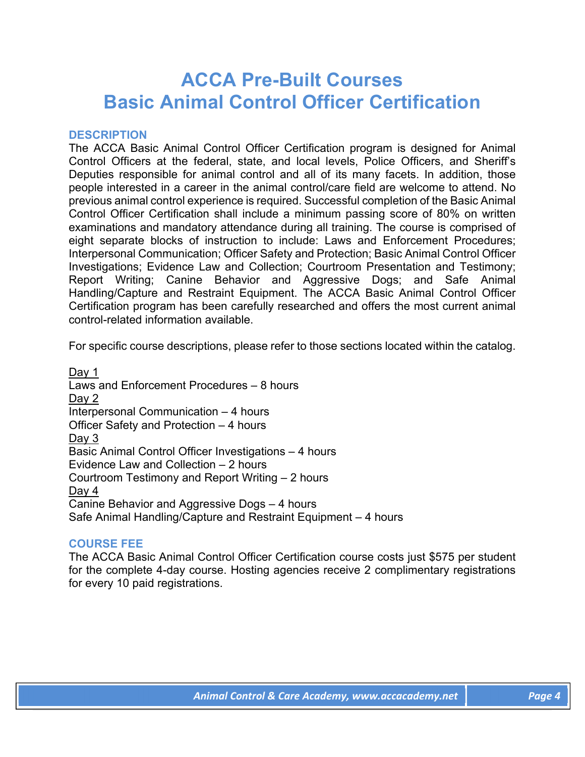# ACCA Pre-Built Courses
# Basic Animal Control Officer Certification

## DESCRIPTION

The ACCA Basic Animal Control Officer Certification program is designed for Animal Control Officers at the federal, state, and local levels, Police Officers, and Sheriff's Deputies responsible for animal control and all of its many facets. In addition, those people interested in a career in the animal control/care field are welcome to attend. No previous animal control experience is required. Successful completion of the Basic Animal Control Officer Certification shall include a minimum passing score of 80% on written examinations and mandatory attendance during all training. The course is comprised of eight separate blocks of instruction to include: Laws and Enforcement Procedures; Interpersonal Communication; Officer Safety and Protection; Basic Animal Control Officer Investigations; Evidence Law and Collection; Courtroom Presentation and Testimony; Report Writing; Canine Behavior and Aggressive Dogs; and Safe Animal Handling/Capture and Restraint Equipment. The ACCA Basic Animal Control Officer Certification program has been carefully researched and offers the most current animal control-related information available.

For specific course descriptions, please refer to those sections located within the catalog.

<u>Day 1</u>
Laws and Enforcement Procedures – 8 hours
<u>Day 2</u>
Interpersonal Communication – 4 hours
Officer Safety and Protection – 4 hours
<u>Day 3</u>
Basic Animal Control Officer Investigations – 4 hours
Evidence Law and Collection – 2 hours
Courtroom Testimony and Report Writing – 2 hours
<u>Day 4</u>
Canine Behavior and Aggressive Dogs – 4 hours
Safe Animal Handling/Capture and Restraint Equipment – 4 hours

## COURSE FEE

The ACCA Basic Animal Control Officer Certification course costs just $575 per student for the complete 4-day course. Hosting agencies receive 2 complimentary registrations for every 10 paid registrations.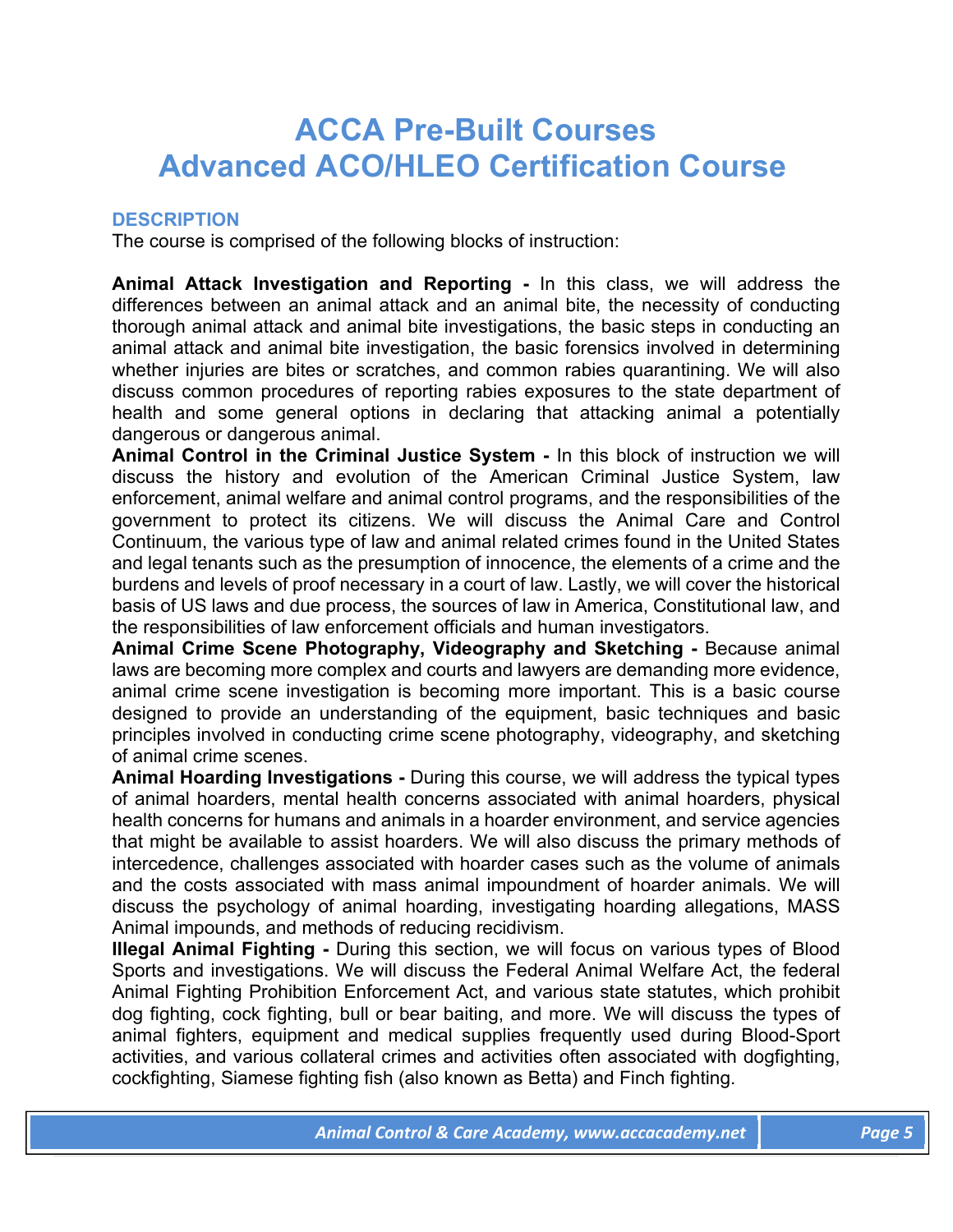# ACCA Pre-Built Courses
# Advanced ACO/HLEO Certification Course

## DESCRIPTION

The course is comprised of the following blocks of instruction:

**Animal Attack Investigation and Reporting -** In this class, we will address the differences between an animal attack and an animal bite, the necessity of conducting thorough animal attack and animal bite investigations, the basic steps in conducting an animal attack and animal bite investigation, the basic forensics involved in determining whether injuries are bites or scratches, and common rabies quarantining. We will also discuss common procedures of reporting rabies exposures to the state department of health and some general options in declaring that attacking animal a potentially dangerous or dangerous animal.

**Animal Control in the Criminal Justice System -** In this block of instruction we will discuss the history and evolution of the American Criminal Justice System, law enforcement, animal welfare and animal control programs, and the responsibilities of the government to protect its citizens. We will discuss the Animal Care and Control Continuum, the various type of law and animal related crimes found in the United States and legal tenants such as the presumption of innocence, the elements of a crime and the burdens and levels of proof necessary in a court of law. Lastly, we will cover the historical basis of US laws and due process, the sources of law in America, Constitutional law, and the responsibilities of law enforcement officials and human investigators.

**Animal Crime Scene Photography, Videography and Sketching -** Because animal laws are becoming more complex and courts and lawyers are demanding more evidence, animal crime scene investigation is becoming more important. This is a basic course designed to provide an understanding of the equipment, basic techniques and basic principles involved in conducting crime scene photography, videography, and sketching of animal crime scenes.

**Animal Hoarding Investigations -** During this course, we will address the typical types of animal hoarders, mental health concerns associated with animal hoarders, physical health concerns for humans and animals in a hoarder environment, and service agencies that might be available to assist hoarders. We will also discuss the primary methods of intercedence, challenges associated with hoarder cases such as the volume of animals and the costs associated with mass animal impoundment of hoarder animals. We will discuss the psychology of animal hoarding, investigating hoarding allegations, MASS Animal impounds, and methods of reducing recidivism.

**Illegal Animal Fighting -** During this section, we will focus on various types of Blood Sports and investigations. We will discuss the Federal Animal Welfare Act, the federal Animal Fighting Prohibition Enforcement Act, and various state statutes, which prohibit dog fighting, cock fighting, bull or bear baiting, and more. We will discuss the types of animal fighters, equipment and medical supplies frequently used during Blood-Sport activities, and various collateral crimes and activities often associated with dogfighting, cockfighting, Siamese fighting fish (also known as Betta) and Finch fighting.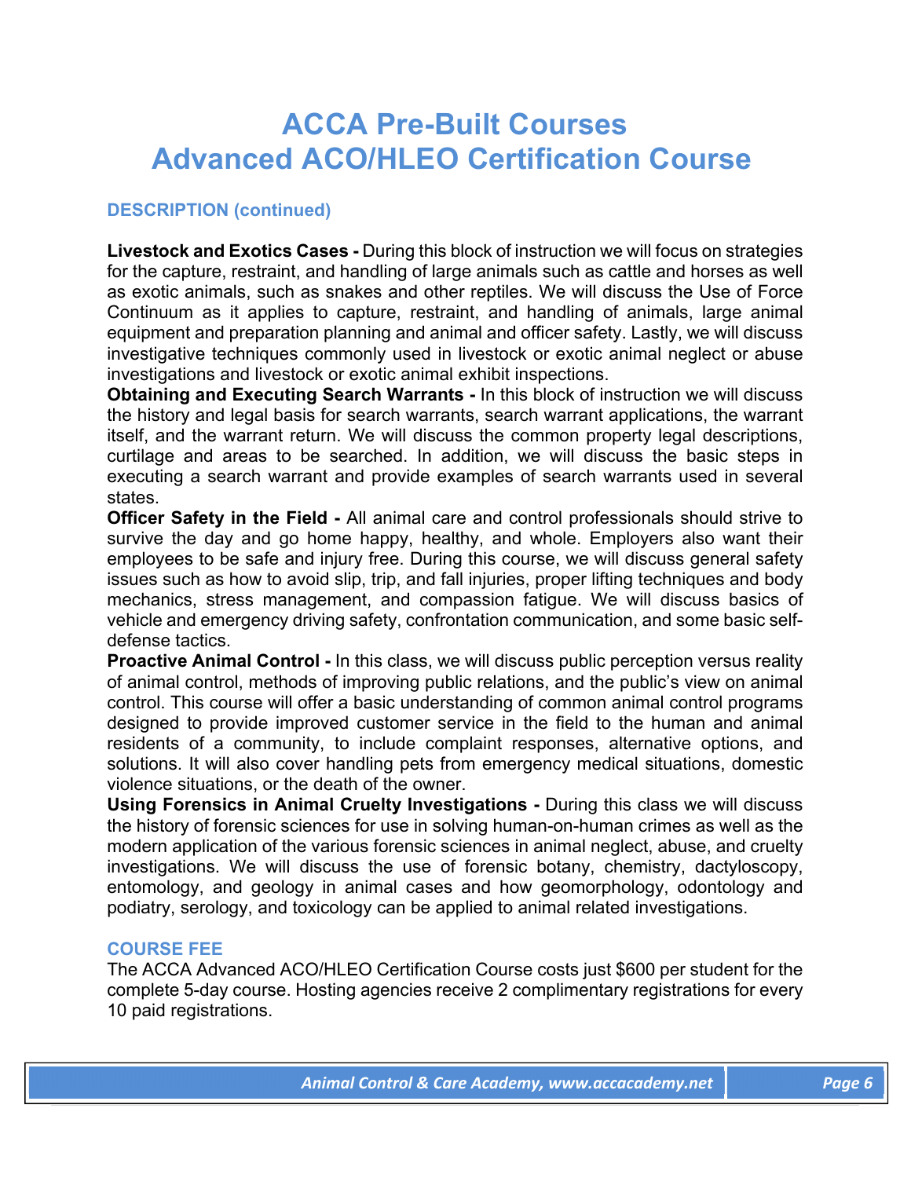# ACCA Pre-Built Courses
# Advanced ACO/HLEO Certification Course

### DESCRIPTION (continued)

**Livestock and Exotics Cases -** During this block of instruction we will focus on strategies for the capture, restraint, and handling of large animals such as cattle and horses as well as exotic animals, such as snakes and other reptiles. We will discuss the Use of Force Continuum as it applies to capture, restraint, and handling of animals, large animal equipment and preparation planning and animal and officer safety. Lastly, we will discuss investigative techniques commonly used in livestock or exotic animal neglect or abuse investigations and livestock or exotic animal exhibit inspections.

**Obtaining and Executing Search Warrants -** In this block of instruction we will discuss the history and legal basis for search warrants, search warrant applications, the warrant itself, and the warrant return. We will discuss the common property legal descriptions, curtilage and areas to be searched. In addition, we will discuss the basic steps in executing a search warrant and provide examples of search warrants used in several states.

**Officer Safety in the Field -** All animal care and control professionals should strive to survive the day and go home happy, healthy, and whole. Employers also want their employees to be safe and injury free. During this course, we will discuss general safety issues such as how to avoid slip, trip, and fall injuries, proper lifting techniques and body mechanics, stress management, and compassion fatigue. We will discuss basics of vehicle and emergency driving safety, confrontation communication, and some basic self-defense tactics.

**Proactive Animal Control -** In this class, we will discuss public perception versus reality of animal control, methods of improving public relations, and the public's view on animal control. This course will offer a basic understanding of common animal control programs designed to provide improved customer service in the field to the human and animal residents of a community, to include complaint responses, alternative options, and solutions. It will also cover handling pets from emergency medical situations, domestic violence situations, or the death of the owner.

**Using Forensics in Animal Cruelty Investigations -** During this class we will discuss the history of forensic sciences for use in solving human-on-human crimes as well as the modern application of the various forensic sciences in animal neglect, abuse, and cruelty investigations. We will discuss the use of forensic botany, chemistry, dactyloscopy, entomology, and geology in animal cases and how geomorphology, odontology and podiatry, serology, and toxicology can be applied to animal related investigations.

### COURSE FEE

The ACCA Advanced ACO/HLEO Certification Course costs just $600 per student for the complete 5-day course. Hosting agencies receive 2 complimentary registrations for every 10 paid registrations.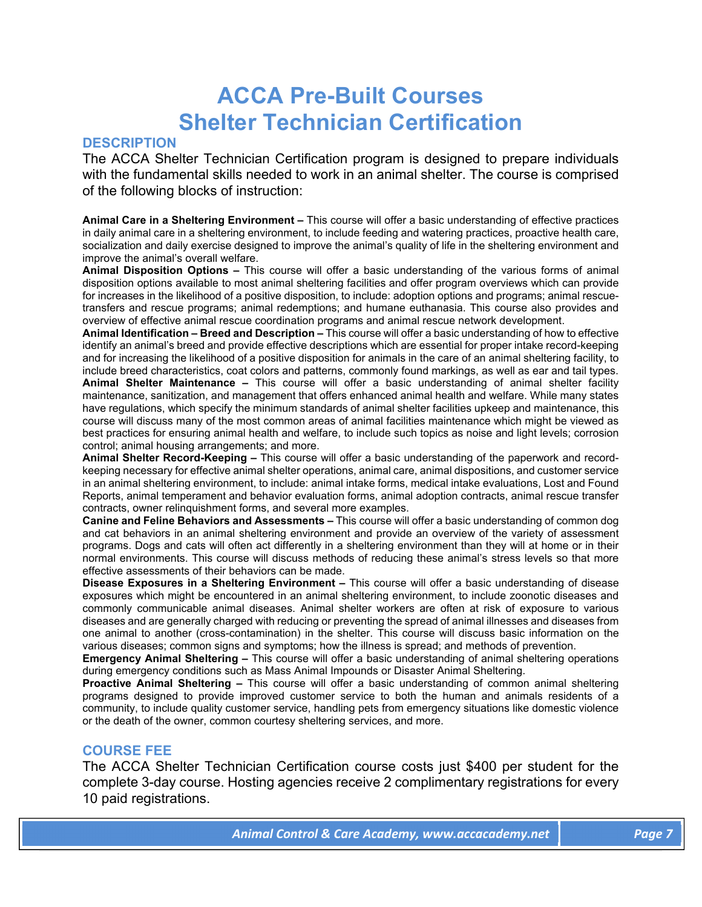# ACCA Pre-Built Courses
# Shelter Technician Certification

## DESCRIPTION

The ACCA Shelter Technician Certification program is designed to prepare individuals with the fundamental skills needed to work in an animal shelter. The course is comprised of the following blocks of instruction:

**Animal Care in a Sheltering Environment –** This course will offer a basic understanding of effective practices in daily animal care in a sheltering environment, to include feeding and watering practices, proactive health care, socialization and daily exercise designed to improve the animal's quality of life in the sheltering environment and improve the animal's overall welfare.

**Animal Disposition Options –** This course will offer a basic understanding of the various forms of animal disposition options available to most animal sheltering facilities and offer program overviews which can provide for increases in the likelihood of a positive disposition, to include: adoption options and programs; animal rescue-transfers and rescue programs; animal redemptions; and humane euthanasia. This course also provides and overview of effective animal rescue coordination programs and animal rescue network development.

**Animal Identification – Breed and Description –** This course will offer a basic understanding of how to effective identify an animal's breed and provide effective descriptions which are essential for proper intake record-keeping and for increasing the likelihood of a positive disposition for animals in the care of an animal sheltering facility, to include breed characteristics, coat colors and patterns, commonly found markings, as well as ear and tail types.

**Animal Shelter Maintenance –** This course will offer a basic understanding of animal shelter facility maintenance, sanitization, and management that offers enhanced animal health and welfare. While many states have regulations, which specify the minimum standards of animal shelter facilities upkeep and maintenance, this course will discuss many of the most common areas of animal facilities maintenance which might be viewed as best practices for ensuring animal health and welfare, to include such topics as noise and light levels; corrosion control; animal housing arrangements; and more.

**Animal Shelter Record-Keeping –** This course will offer a basic understanding of the paperwork and record-keeping necessary for effective animal shelter operations, animal care, animal dispositions, and customer service in an animal sheltering environment, to include: animal intake forms, medical intake evaluations, Lost and Found Reports, animal temperament and behavior evaluation forms, animal adoption contracts, animal rescue transfer contracts, owner relinquishment forms, and several more examples.

**Canine and Feline Behaviors and Assessments –** This course will offer a basic understanding of common dog and cat behaviors in an animal sheltering environment and provide an overview of the variety of assessment programs. Dogs and cats will often act differently in a sheltering environment than they will at home or in their normal environments. This course will discuss methods of reducing these animal's stress levels so that more effective assessments of their behaviors can be made.

**Disease Exposures in a Sheltering Environment –** This course will offer a basic understanding of disease exposures which might be encountered in an animal sheltering environment, to include zoonotic diseases and commonly communicable animal diseases. Animal shelter workers are often at risk of exposure to various diseases and are generally charged with reducing or preventing the spread of animal illnesses and diseases from one animal to another (cross-contamination) in the shelter. This course will discuss basic information on the various diseases; common signs and symptoms; how the illness is spread; and methods of prevention.

**Emergency Animal Sheltering –** This course will offer a basic understanding of animal sheltering operations during emergency conditions such as Mass Animal Impounds or Disaster Animal Sheltering.

**Proactive Animal Sheltering –** This course will offer a basic understanding of common animal sheltering programs designed to provide improved customer service to both the human and animals residents of a community, to include quality customer service, handling pets from emergency situations like domestic violence or the death of the owner, common courtesy sheltering services, and more.

## COURSE FEE

The ACCA Shelter Technician Certification course costs just $400 per student for the complete 3-day course. Hosting agencies receive 2 complimentary registrations for every 10 paid registrations.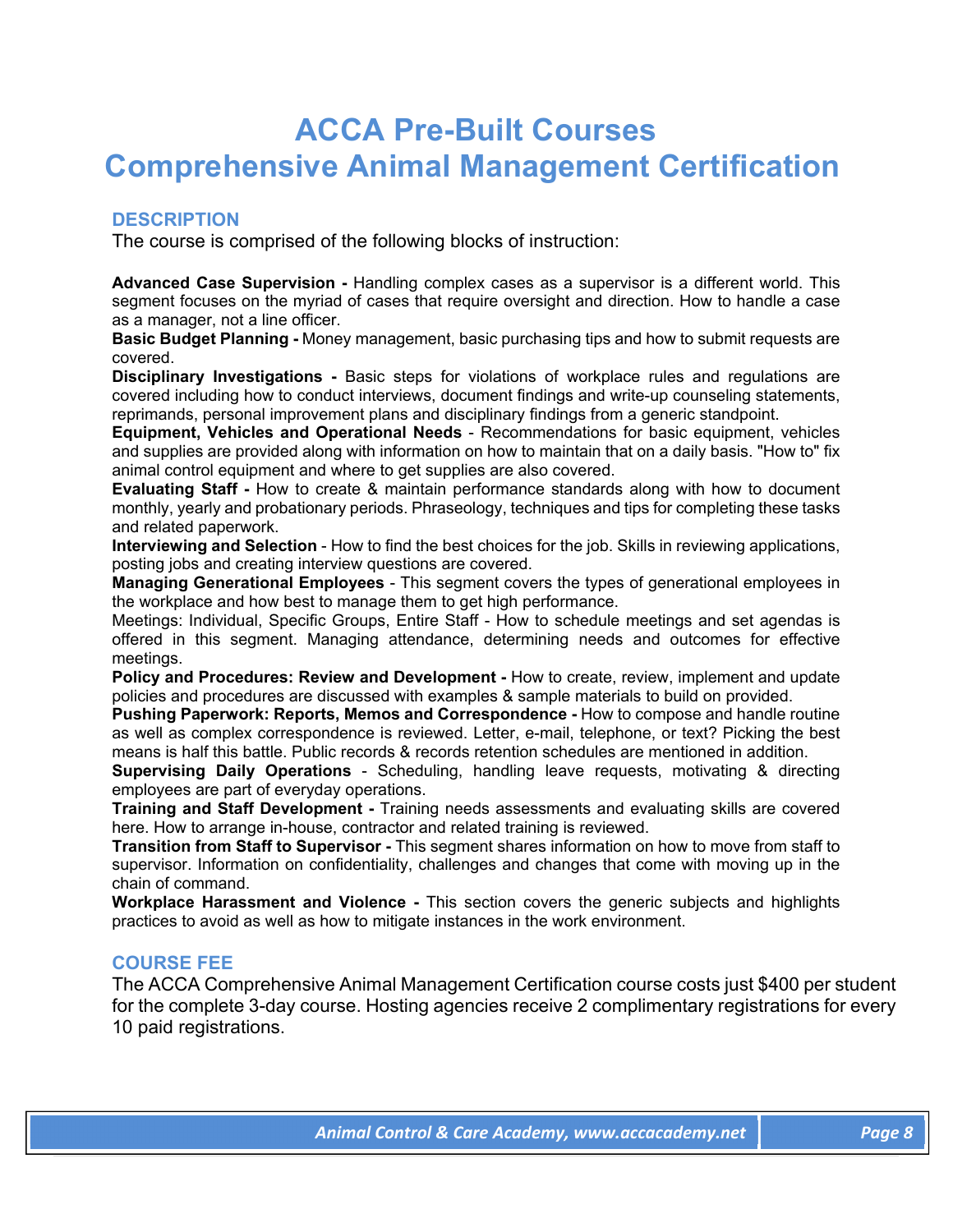# ACCA Pre-Built Courses
# Comprehensive Animal Management Certification

## DESCRIPTION

The course is comprised of the following blocks of instruction:

**Advanced Case Supervision -** Handling complex cases as a supervisor is a different world. This segment focuses on the myriad of cases that require oversight and direction. How to handle a case as a manager, not a line officer.

**Basic Budget Planning -** Money management, basic purchasing tips and how to submit requests are covered.

**Disciplinary Investigations -** Basic steps for violations of workplace rules and regulations are covered including how to conduct interviews, document findings and write-up counseling statements, reprimands, personal improvement plans and disciplinary findings from a generic standpoint.

**Equipment, Vehicles and Operational Needs** - Recommendations for basic equipment, vehicles and supplies are provided along with information on how to maintain that on a daily basis. "How to" fix animal control equipment and where to get supplies are also covered.

**Evaluating Staff -** How to create & maintain performance standards along with how to document monthly, yearly and probationary periods. Phraseology, techniques and tips for completing these tasks and related paperwork.

**Interviewing and Selection** - How to find the best choices for the job. Skills in reviewing applications, posting jobs and creating interview questions are covered.

**Managing Generational Employees** - This segment covers the types of generational employees in the workplace and how best to manage them to get high performance.

Meetings: Individual, Specific Groups, Entire Staff - How to schedule meetings and set agendas is offered in this segment. Managing attendance, determining needs and outcomes for effective meetings.

**Policy and Procedures: Review and Development -** How to create, review, implement and update policies and procedures are discussed with examples & sample materials to build on provided.

**Pushing Paperwork: Reports, Memos and Correspondence -** How to compose and handle routine as well as complex correspondence is reviewed. Letter, e-mail, telephone, or text? Picking the best means is half this battle. Public records & records retention schedules are mentioned in addition.

**Supervising Daily Operations** - Scheduling, handling leave requests, motivating & directing employees are part of everyday operations.

**Training and Staff Development -** Training needs assessments and evaluating skills are covered here. How to arrange in-house, contractor and related training is reviewed.

**Transition from Staff to Supervisor -** This segment shares information on how to move from staff to supervisor. Information on confidentiality, challenges and changes that come with moving up in the chain of command.

**Workplace Harassment and Violence -** This section covers the generic subjects and highlights practices to avoid as well as how to mitigate instances in the work environment.

## COURSE FEE

The ACCA Comprehensive Animal Management Certification course costs just $400 per student for the complete 3-day course. Hosting agencies receive 2 complimentary registrations for every 10 paid registrations.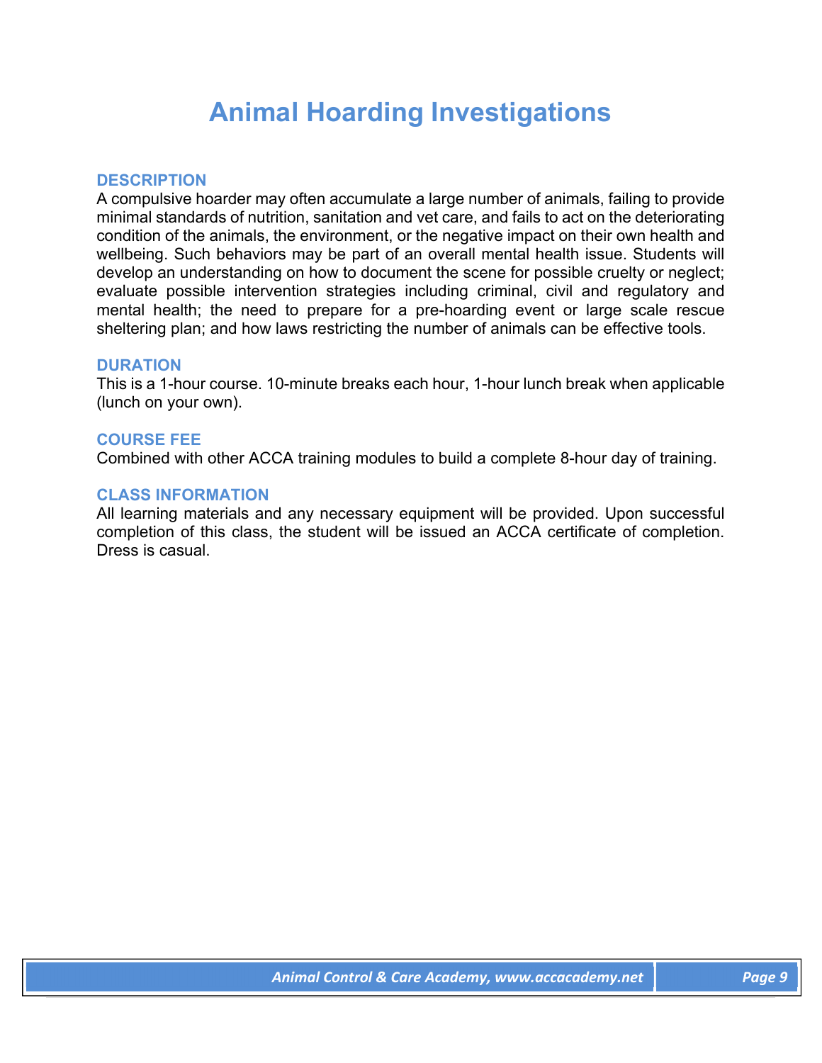# Animal Hoarding Investigations

## DESCRIPTION

A compulsive hoarder may often accumulate a large number of animals, failing to provide minimal standards of nutrition, sanitation and vet care, and fails to act on the deteriorating condition of the animals, the environment, or the negative impact on their own health and wellbeing. Such behaviors may be part of an overall mental health issue. Students will develop an understanding on how to document the scene for possible cruelty or neglect; evaluate possible intervention strategies including criminal, civil and regulatory and mental health; the need to prepare for a pre-hoarding event or large scale rescue sheltering plan; and how laws restricting the number of animals can be effective tools.

## DURATION

This is a 1-hour course. 10-minute breaks each hour, 1-hour lunch break when applicable (lunch on your own).

## COURSE FEE

Combined with other ACCA training modules to build a complete 8-hour day of training.

## CLASS INFORMATION

All learning materials and any necessary equipment will be provided. Upon successful completion of this class, the student will be issued an ACCA certificate of completion. Dress is casual.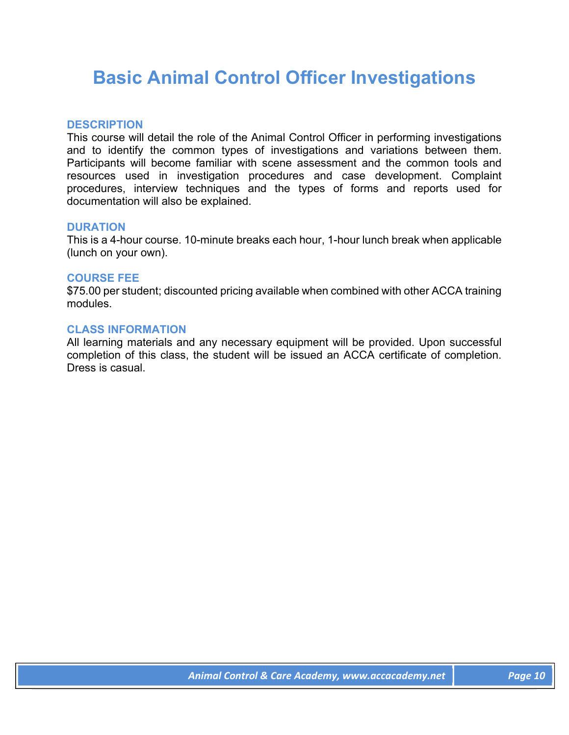# Basic Animal Control Officer Investigations

### DESCRIPTION

This course will detail the role of the Animal Control Officer in performing investigations and to identify the common types of investigations and variations between them. Participants will become familiar with scene assessment and the common tools and resources used in investigation procedures and case development. Complaint procedures, interview techniques and the types of forms and reports used for documentation will also be explained.

### DURATION

This is a 4-hour course. 10-minute breaks each hour, 1-hour lunch break when applicable (lunch on your own).

### COURSE FEE

$75.00 per student; discounted pricing available when combined with other ACCA training modules.

### CLASS INFORMATION

All learning materials and any necessary equipment will be provided. Upon successful completion of this class, the student will be issued an ACCA certificate of completion. Dress is casual.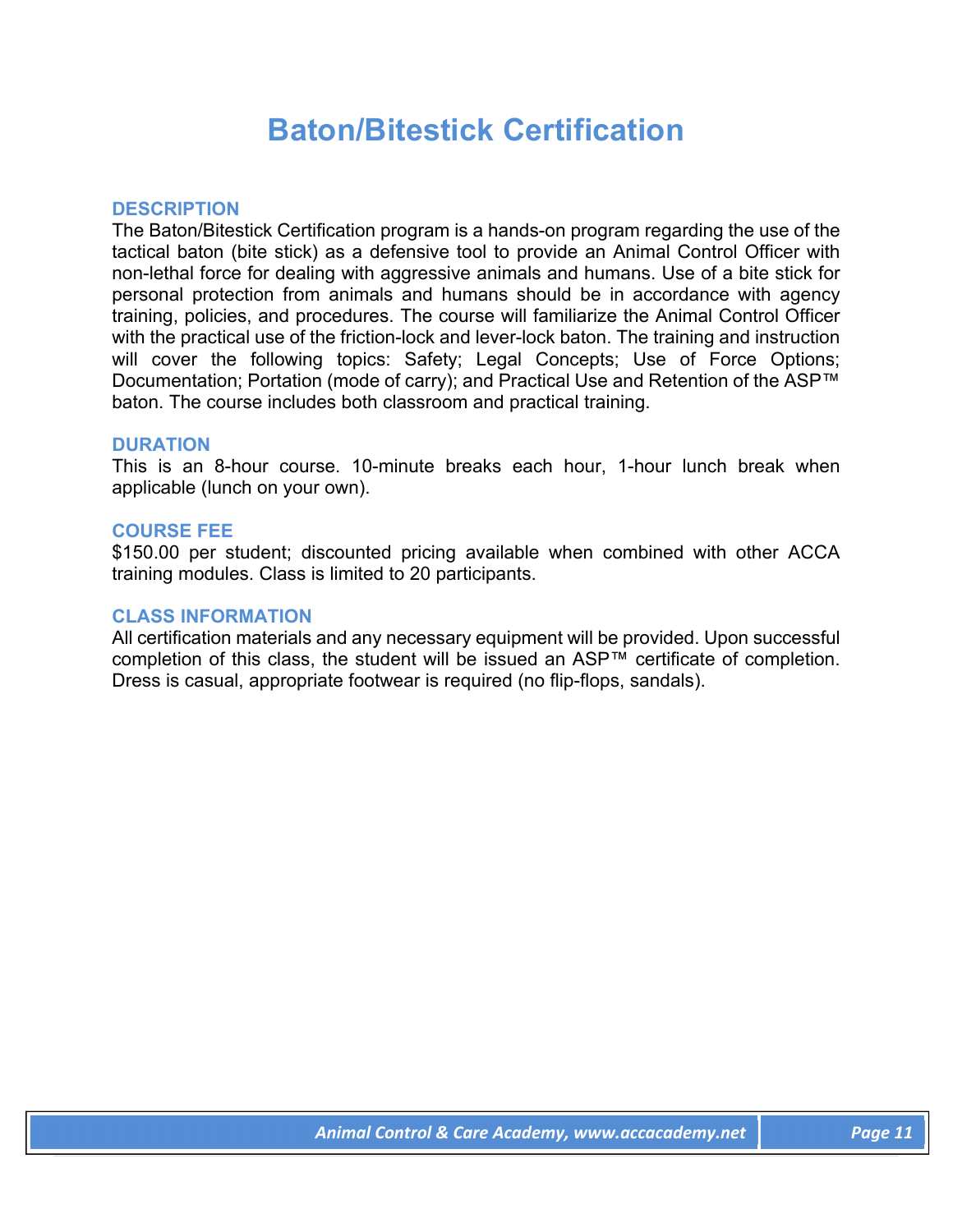# Baton/Bitestick Certification

## DESCRIPTION

The Baton/Bitestick Certification program is a hands-on program regarding the use of the tactical baton (bite stick) as a defensive tool to provide an Animal Control Officer with non-lethal force for dealing with aggressive animals and humans. Use of a bite stick for personal protection from animals and humans should be in accordance with agency training, policies, and procedures. The course will familiarize the Animal Control Officer with the practical use of the friction-lock and lever-lock baton. The training and instruction will cover the following topics: Safety; Legal Concepts; Use of Force Options; Documentation; Portation (mode of carry); and Practical Use and Retention of the ASP™ baton. The course includes both classroom and practical training.

## DURATION

This is an 8-hour course. 10-minute breaks each hour, 1-hour lunch break when applicable (lunch on your own).

## COURSE FEE

$150.00 per student; discounted pricing available when combined with other ACCA training modules. Class is limited to 20 participants.

## CLASS INFORMATION

All certification materials and any necessary equipment will be provided. Upon successful completion of this class, the student will be issued an ASP™ certificate of completion. Dress is casual, appropriate footwear is required (no flip-flops, sandals).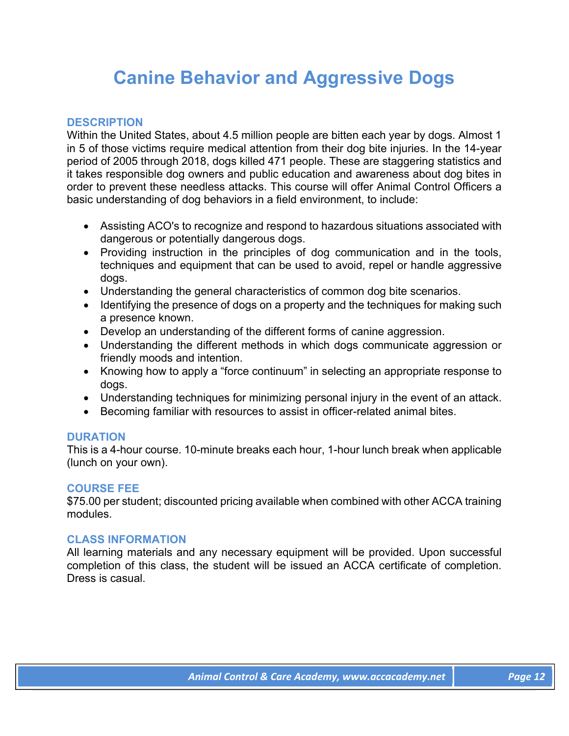# Canine Behavior and Aggressive Dogs

## DESCRIPTION

Within the United States, about 4.5 million people are bitten each year by dogs. Almost 1 in 5 of those victims require medical attention from their dog bite injuries. In the 14-year period of 2005 through 2018, dogs killed 471 people. These are staggering statistics and it takes responsible dog owners and public education and awareness about dog bites in order to prevent these needless attacks. This course will offer Animal Control Officers a basic understanding of dog behaviors in a field environment, to include:

- Assisting ACO's to recognize and respond to hazardous situations associated with dangerous or potentially dangerous dogs.
- Providing instruction in the principles of dog communication and in the tools, techniques and equipment that can be used to avoid, repel or handle aggressive dogs.
- Understanding the general characteristics of common dog bite scenarios.
- Identifying the presence of dogs on a property and the techniques for making such a presence known.
- Develop an understanding of the different forms of canine aggression.
- Understanding the different methods in which dogs communicate aggression or friendly moods and intention.
- Knowing how to apply a "force continuum" in selecting an appropriate response to dogs.
- Understanding techniques for minimizing personal injury in the event of an attack.
- Becoming familiar with resources to assist in officer-related animal bites.

## DURATION

This is a 4-hour course. 10-minute breaks each hour, 1-hour lunch break when applicable (lunch on your own).

## COURSE FEE

$75.00 per student; discounted pricing available when combined with other ACCA training modules.

## CLASS INFORMATION

All learning materials and any necessary equipment will be provided. Upon successful completion of this class, the student will be issued an ACCA certificate of completion. Dress is casual.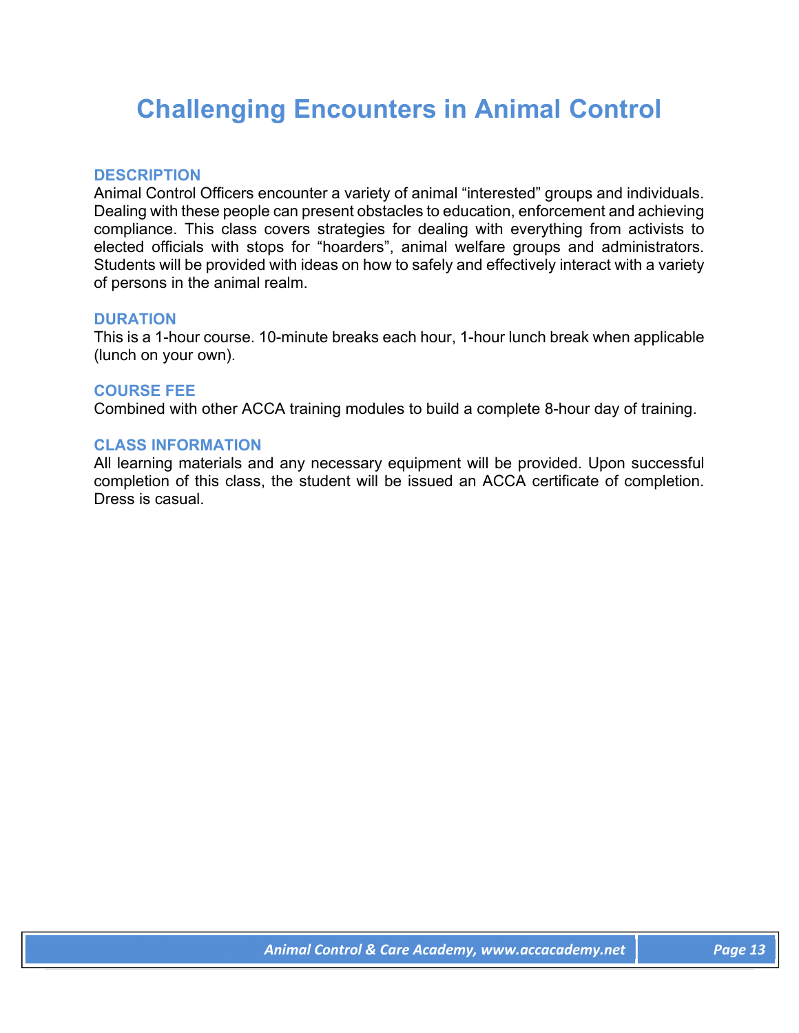# Challenging Encounters in Animal Control

### DESCRIPTION

Animal Control Officers encounter a variety of animal “interested” groups and individuals. Dealing with these people can present obstacles to education, enforcement and achieving compliance. This class covers strategies for dealing with everything from activists to elected officials with stops for “hoarders”, animal welfare groups and administrators. Students will be provided with ideas on how to safely and effectively interact with a variety of persons in the animal realm.

### DURATION

This is a 1-hour course. 10-minute breaks each hour, 1-hour lunch break when applicable (lunch on your own).

### COURSE FEE

Combined with other ACCA training modules to build a complete 8-hour day of training.

### CLASS INFORMATION

All learning materials and any necessary equipment will be provided. Upon successful completion of this class, the student will be issued an ACCA certificate of completion. Dress is casual.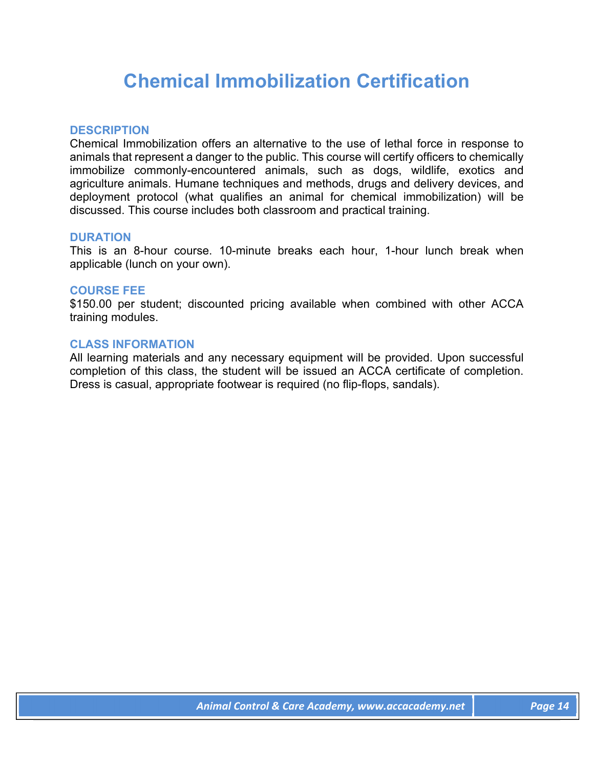# Chemical Immobilization Certification

## DESCRIPTION

Chemical Immobilization offers an alternative to the use of lethal force in response to animals that represent a danger to the public. This course will certify officers to chemically immobilize commonly-encountered animals, such as dogs, wildlife, exotics and agriculture animals. Humane techniques and methods, drugs and delivery devices, and deployment protocol (what qualifies an animal for chemical immobilization) will be discussed. This course includes both classroom and practical training.

## DURATION

This is an 8-hour course. 10-minute breaks each hour, 1-hour lunch break when applicable (lunch on your own).

## COURSE FEE

$150.00 per student; discounted pricing available when combined with other ACCA training modules.

## CLASS INFORMATION

All learning materials and any necessary equipment will be provided. Upon successful completion of this class, the student will be issued an ACCA certificate of completion. Dress is casual, appropriate footwear is required (no flip-flops, sandals).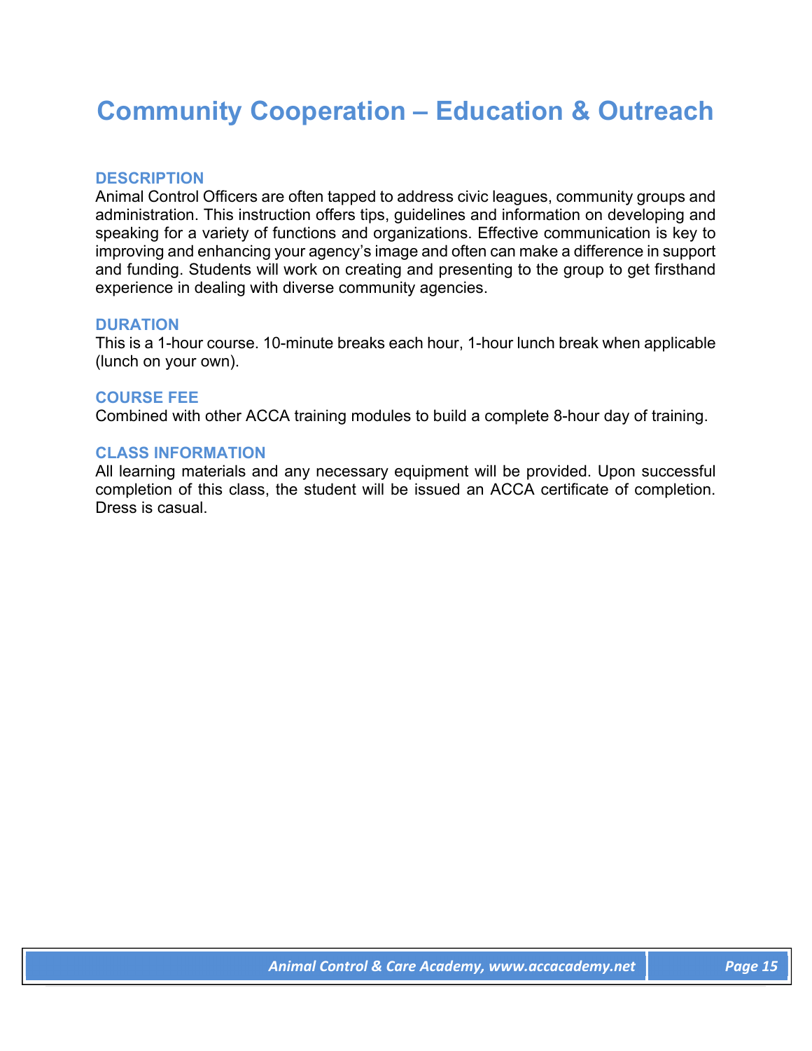# Community Cooperation – Education & Outreach

### DESCRIPTION

Animal Control Officers are often tapped to address civic leagues, community groups and administration. This instruction offers tips, guidelines and information on developing and speaking for a variety of functions and organizations. Effective communication is key to improving and enhancing your agency's image and often can make a difference in support and funding. Students will work on creating and presenting to the group to get firsthand experience in dealing with diverse community agencies.

### DURATION

This is a 1-hour course. 10-minute breaks each hour, 1-hour lunch break when applicable (lunch on your own).

### COURSE FEE

Combined with other ACCA training modules to build a complete 8-hour day of training.

### CLASS INFORMATION

All learning materials and any necessary equipment will be provided. Upon successful completion of this class, the student will be issued an ACCA certificate of completion. Dress is casual.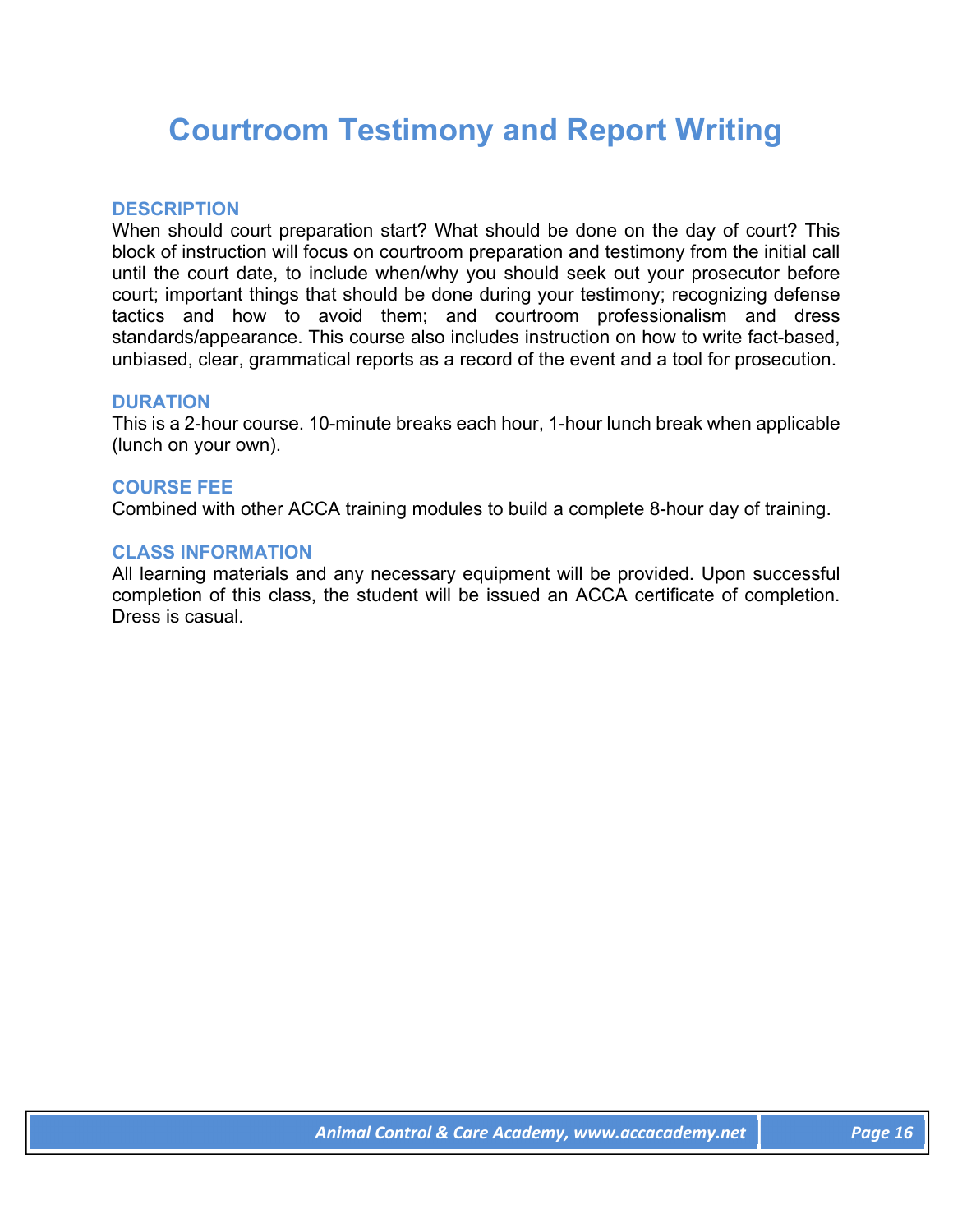# Courtroom Testimony and Report Writing

### DESCRIPTION

When should court preparation start? What should be done on the day of court? This block of instruction will focus on courtroom preparation and testimony from the initial call until the court date, to include when/why you should seek out your prosecutor before court; important things that should be done during your testimony; recognizing defense tactics and how to avoid them; and courtroom professionalism and dress standards/appearance. This course also includes instruction on how to write fact-based, unbiased, clear, grammatical reports as a record of the event and a tool for prosecution.

### DURATION

This is a 2-hour course. 10-minute breaks each hour, 1-hour lunch break when applicable (lunch on your own).

### COURSE FEE

Combined with other ACCA training modules to build a complete 8-hour day of training.

### CLASS INFORMATION

All learning materials and any necessary equipment will be provided. Upon successful completion of this class, the student will be issued an ACCA certificate of completion. Dress is casual.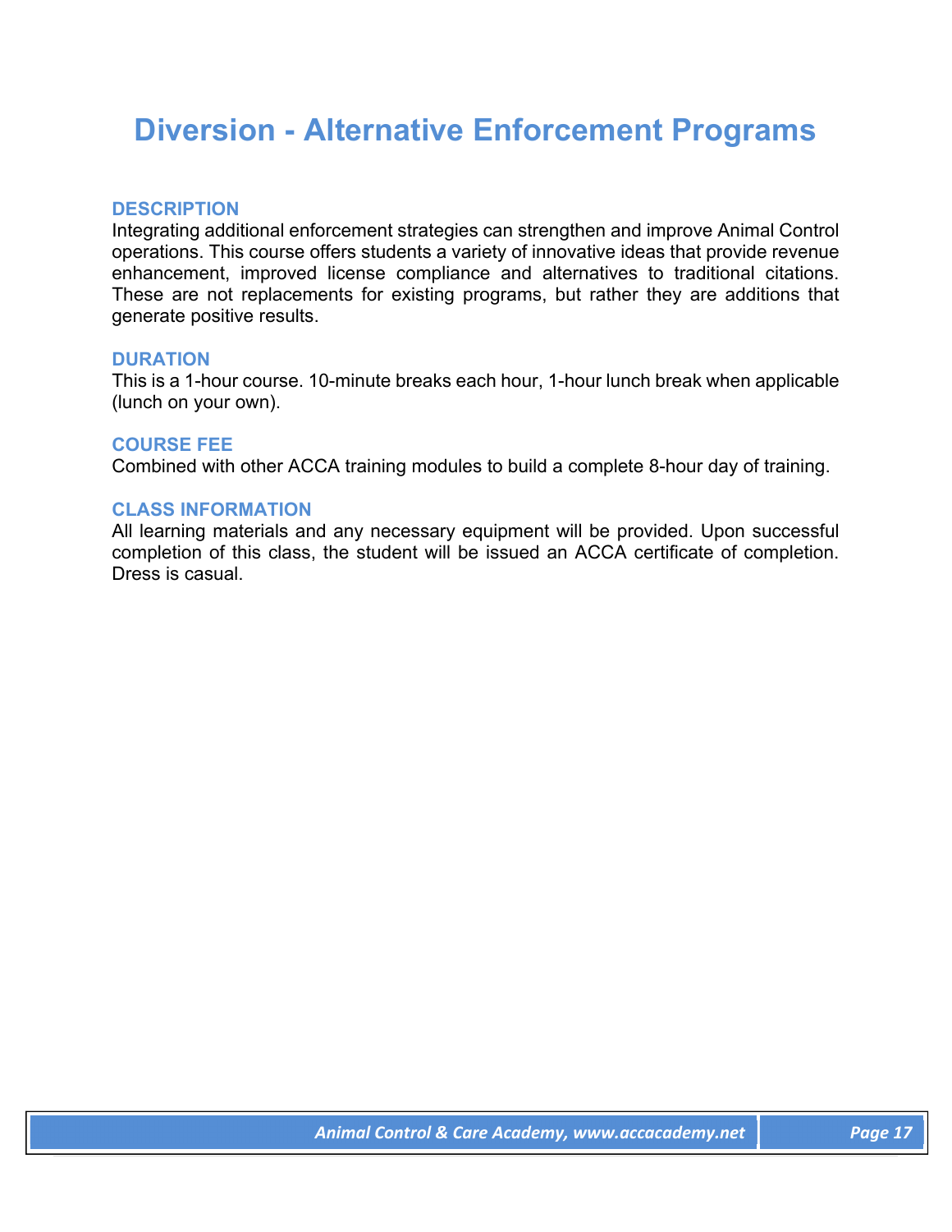# Diversion - Alternative Enforcement Programs

### DESCRIPTION

Integrating additional enforcement strategies can strengthen and improve Animal Control operations. This course offers students a variety of innovative ideas that provide revenue enhancement, improved license compliance and alternatives to traditional citations. These are not replacements for existing programs, but rather they are additions that generate positive results.

### DURATION

This is a 1-hour course. 10-minute breaks each hour, 1-hour lunch break when applicable (lunch on your own).

### COURSE FEE

Combined with other ACCA training modules to build a complete 8-hour day of training.

### CLASS INFORMATION

All learning materials and any necessary equipment will be provided. Upon successful completion of this class, the student will be issued an ACCA certificate of completion. Dress is casual.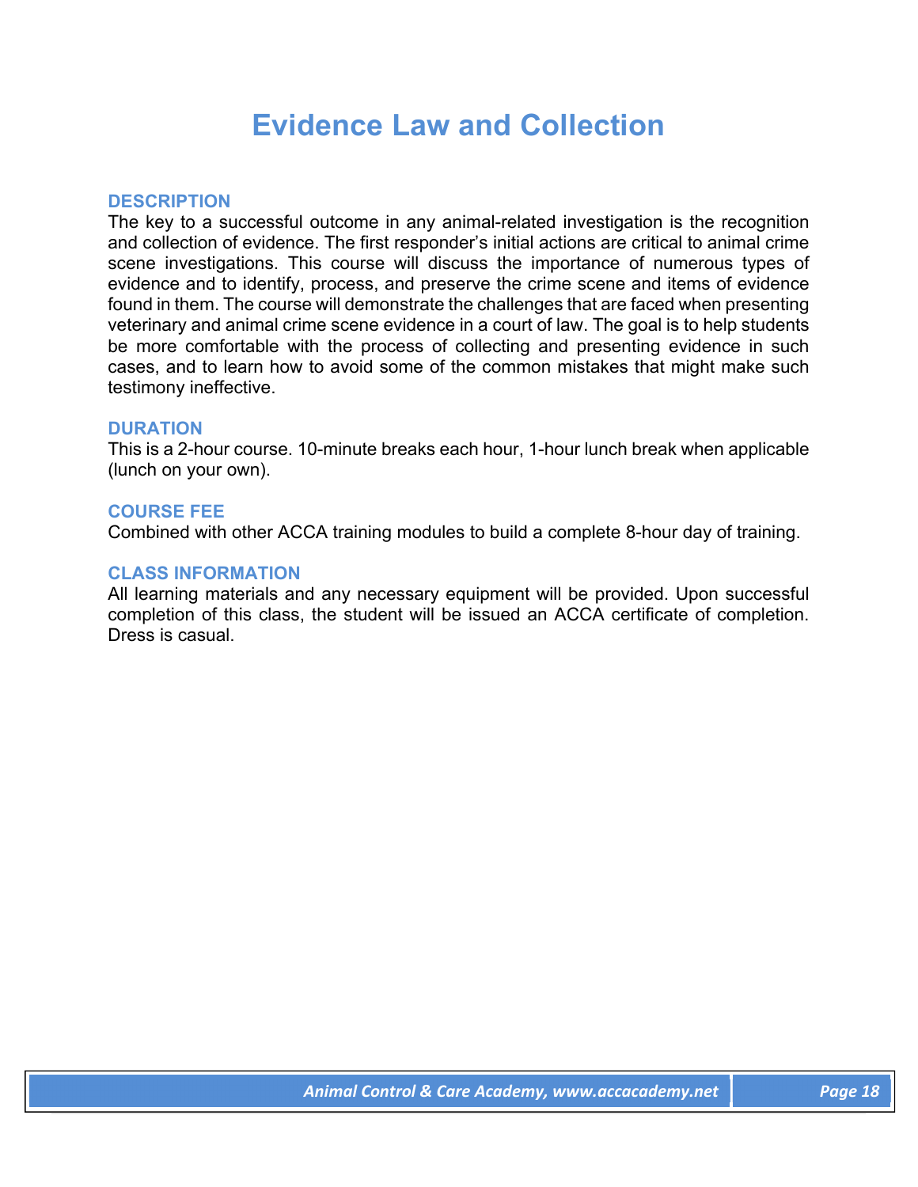# Evidence Law and Collection

### DESCRIPTION

The key to a successful outcome in any animal-related investigation is the recognition and collection of evidence. The first responder's initial actions are critical to animal crime scene investigations. This course will discuss the importance of numerous types of evidence and to identify, process, and preserve the crime scene and items of evidence found in them. The course will demonstrate the challenges that are faced when presenting veterinary and animal crime scene evidence in a court of law. The goal is to help students be more comfortable with the process of collecting and presenting evidence in such cases, and to learn how to avoid some of the common mistakes that might make such testimony ineffective.

### DURATION

This is a 2-hour course. 10-minute breaks each hour, 1-hour lunch break when applicable (lunch on your own).

### COURSE FEE

Combined with other ACCA training modules to build a complete 8-hour day of training.

### CLASS INFORMATION

All learning materials and any necessary equipment will be provided. Upon successful completion of this class, the student will be issued an ACCA certificate of completion. Dress is casual.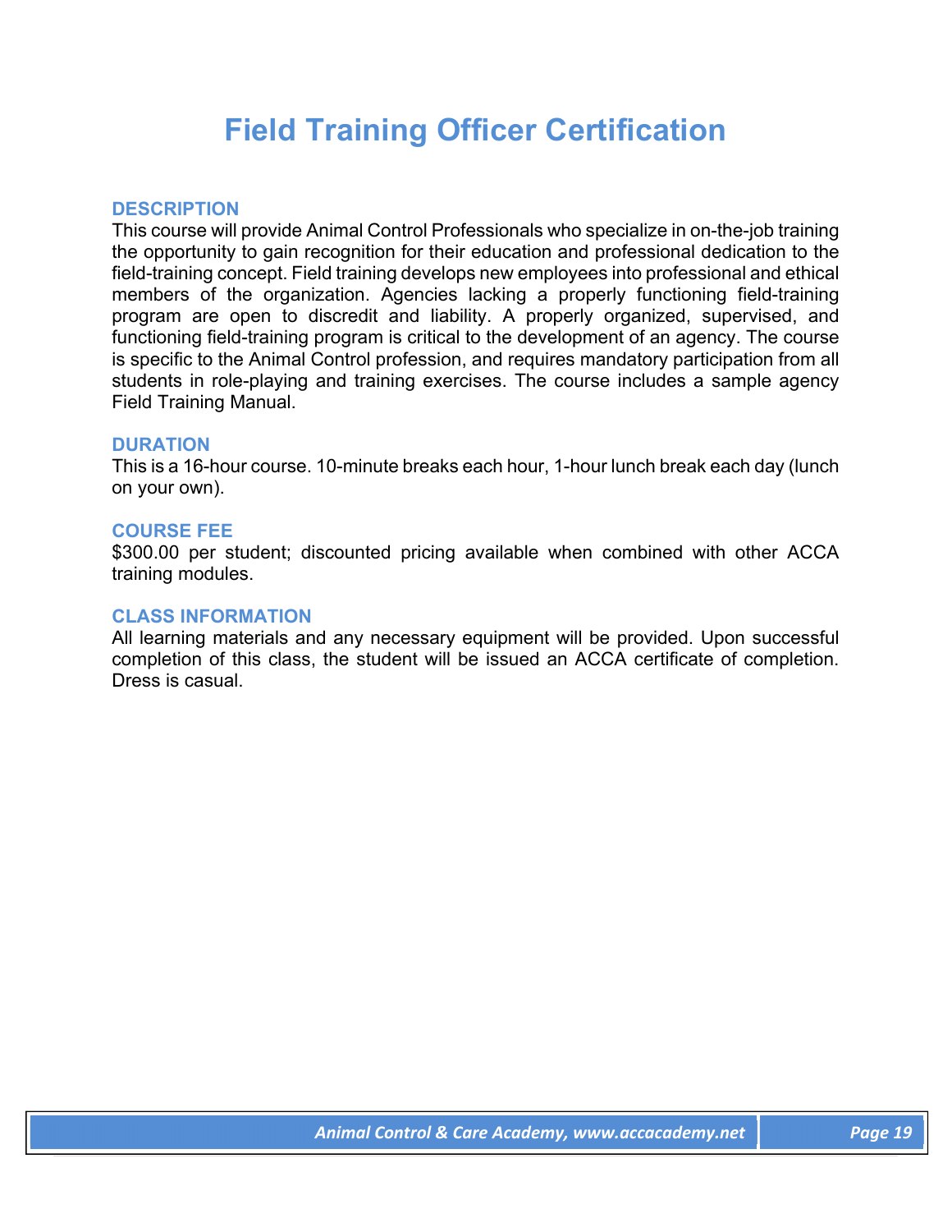# Field Training Officer Certification

## DESCRIPTION

This course will provide Animal Control Professionals who specialize in on-the-job training the opportunity to gain recognition for their education and professional dedication to the field-training concept. Field training develops new employees into professional and ethical members of the organization. Agencies lacking a properly functioning field-training program are open to discredit and liability. A properly organized, supervised, and functioning field-training program is critical to the development of an agency. The course is specific to the Animal Control profession, and requires mandatory participation from all students in role-playing and training exercises. The course includes a sample agency Field Training Manual.

## DURATION

This is a 16-hour course. 10-minute breaks each hour, 1-hour lunch break each day (lunch on your own).

## COURSE FEE

$300.00 per student; discounted pricing available when combined with other ACCA training modules.

## CLASS INFORMATION

All learning materials and any necessary equipment will be provided. Upon successful completion of this class, the student will be issued an ACCA certificate of completion. Dress is casual.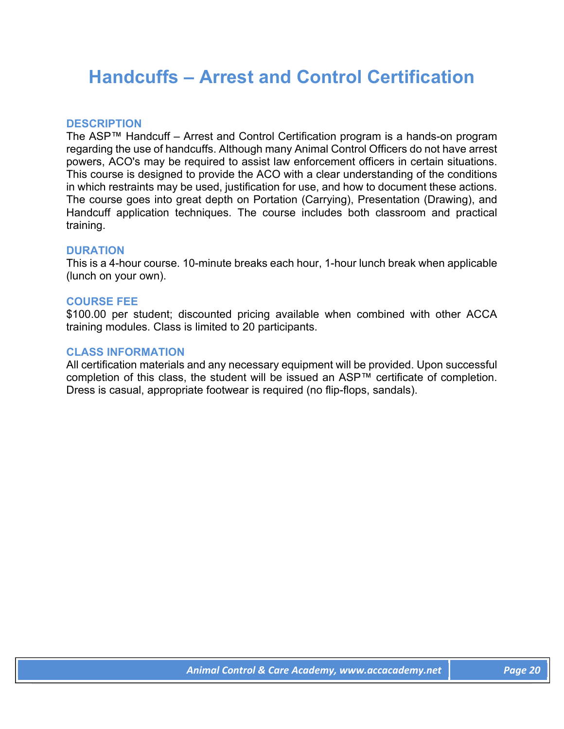# Handcuffs – Arrest and Control Certification

### DESCRIPTION

The ASP™ Handcuff – Arrest and Control Certification program is a hands-on program regarding the use of handcuffs. Although many Animal Control Officers do not have arrest powers, ACO's may be required to assist law enforcement officers in certain situations. This course is designed to provide the ACO with a clear understanding of the conditions in which restraints may be used, justification for use, and how to document these actions. The course goes into great depth on Portation (Carrying), Presentation (Drawing), and Handcuff application techniques. The course includes both classroom and practical training.

### DURATION

This is a 4-hour course. 10-minute breaks each hour, 1-hour lunch break when applicable (lunch on your own).

### COURSE FEE

$100.00 per student; discounted pricing available when combined with other ACCA training modules. Class is limited to 20 participants.

### CLASS INFORMATION

All certification materials and any necessary equipment will be provided. Upon successful completion of this class, the student will be issued an ASP™ certificate of completion. Dress is casual, appropriate footwear is required (no flip-flops, sandals).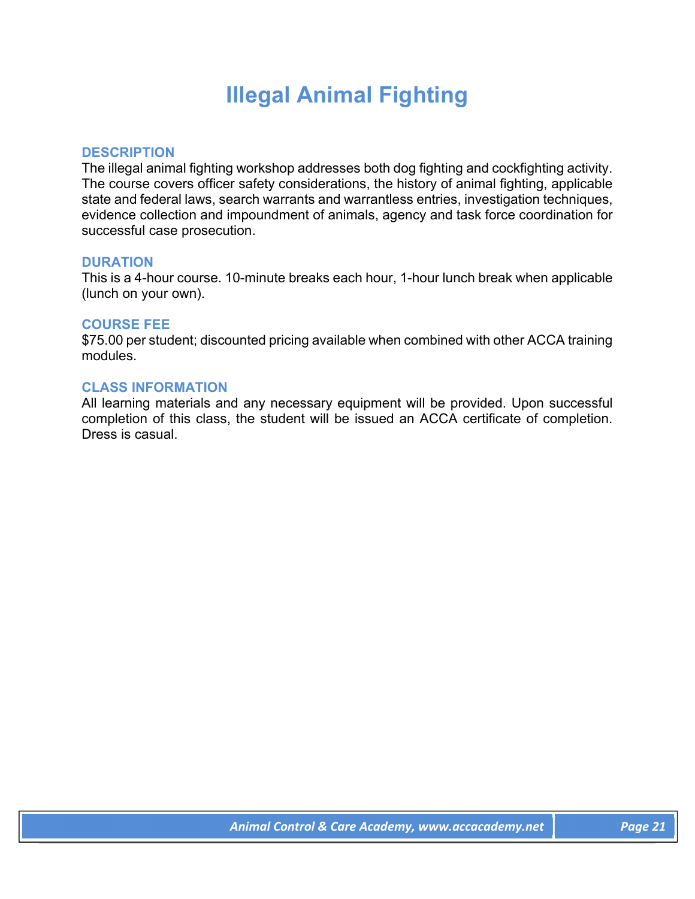# Illegal Animal Fighting

### DESCRIPTION

The illegal animal fighting workshop addresses both dog fighting and cockfighting activity. The course covers officer safety considerations, the history of animal fighting, applicable state and federal laws, search warrants and warrantless entries, investigation techniques, evidence collection and impoundment of animals, agency and task force coordination for successful case prosecution.

### DURATION

This is a 4-hour course. 10-minute breaks each hour, 1-hour lunch break when applicable (lunch on your own).

### COURSE FEE

$75.00 per student; discounted pricing available when combined with other ACCA training modules.

### CLASS INFORMATION

All learning materials and any necessary equipment will be provided. Upon successful completion of this class, the student will be issued an ACCA certificate of completion. Dress is casual.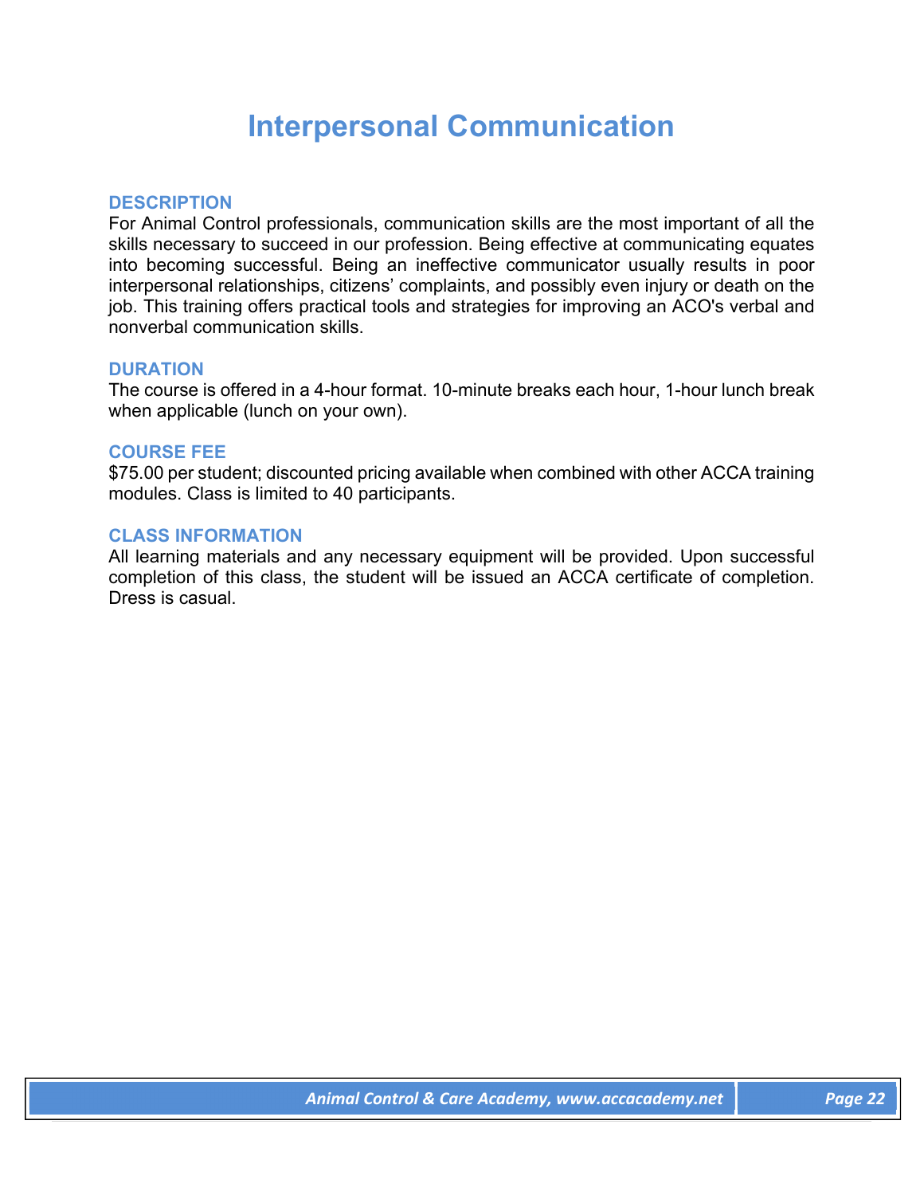# Interpersonal Communication

### DESCRIPTION

For Animal Control professionals, communication skills are the most important of all the skills necessary to succeed in our profession. Being effective at communicating equates into becoming successful. Being an ineffective communicator usually results in poor interpersonal relationships, citizens' complaints, and possibly even injury or death on the job. This training offers practical tools and strategies for improving an ACO's verbal and nonverbal communication skills.

### DURATION

The course is offered in a 4-hour format. 10-minute breaks each hour, 1-hour lunch break when applicable (lunch on your own).

### COURSE FEE

$75.00 per student; discounted pricing available when combined with other ACCA training modules. Class is limited to 40 participants.

### CLASS INFORMATION

All learning materials and any necessary equipment will be provided. Upon successful completion of this class, the student will be issued an ACCA certificate of completion. Dress is casual.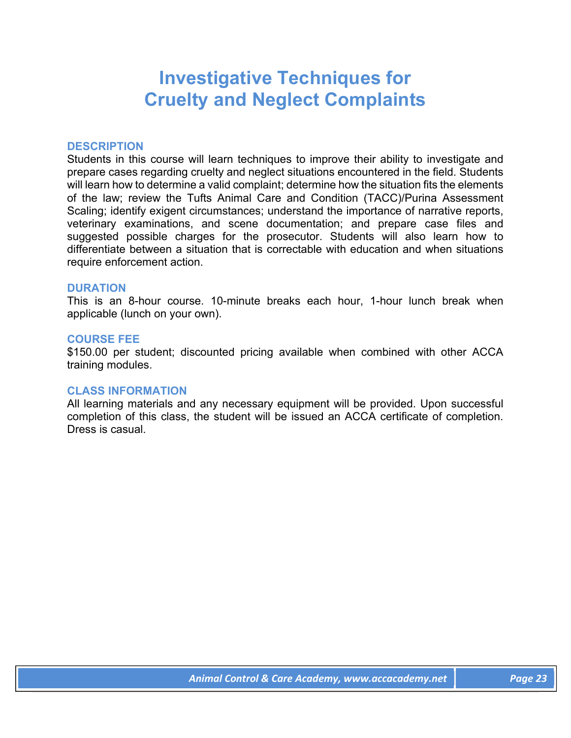# Investigative Techniques for Cruelty and Neglect Complaints

## DESCRIPTION

Students in this course will learn techniques to improve their ability to investigate and prepare cases regarding cruelty and neglect situations encountered in the field. Students will learn how to determine a valid complaint; determine how the situation fits the elements of the law; review the Tufts Animal Care and Condition (TACC)/Purina Assessment Scaling; identify exigent circumstances; understand the importance of narrative reports, veterinary examinations, and scene documentation; and prepare case files and suggested possible charges for the prosecutor. Students will also learn how to differentiate between a situation that is correctable with education and when situations require enforcement action.

## DURATION

This is an 8-hour course. 10-minute breaks each hour, 1-hour lunch break when applicable (lunch on your own).

## COURSE FEE

$150.00 per student; discounted pricing available when combined with other ACCA training modules.

## CLASS INFORMATION

All learning materials and any necessary equipment will be provided. Upon successful completion of this class, the student will be issued an ACCA certificate of completion. Dress is casual.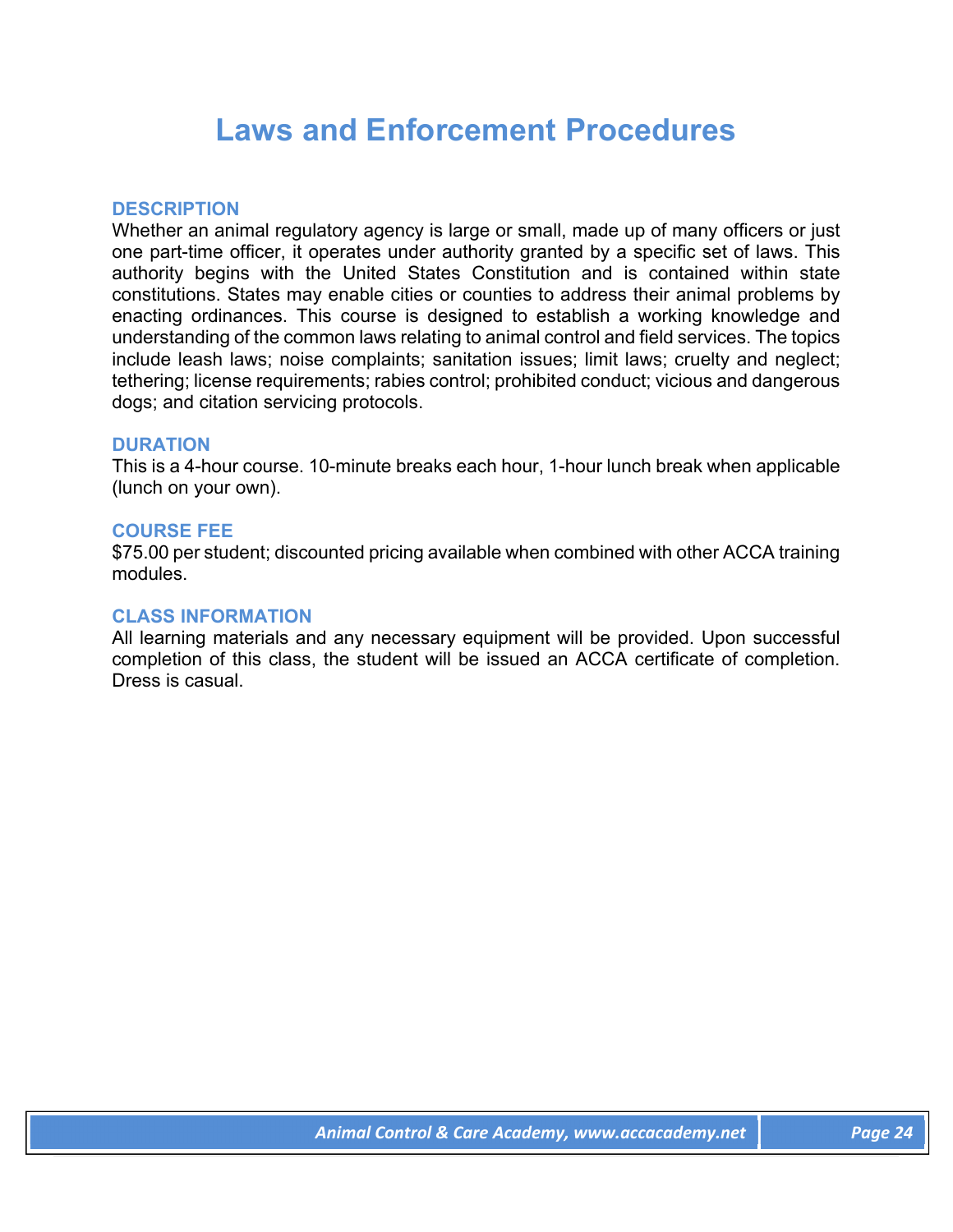# Laws and Enforcement Procedures

## DESCRIPTION

Whether an animal regulatory agency is large or small, made up of many officers or just one part-time officer, it operates under authority granted by a specific set of laws. This authority begins with the United States Constitution and is contained within state constitutions. States may enable cities or counties to address their animal problems by enacting ordinances. This course is designed to establish a working knowledge and understanding of the common laws relating to animal control and field services. The topics include leash laws; noise complaints; sanitation issues; limit laws; cruelty and neglect; tethering; license requirements; rabies control; prohibited conduct; vicious and dangerous dogs; and citation servicing protocols.

## DURATION

This is a 4-hour course. 10-minute breaks each hour, 1-hour lunch break when applicable (lunch on your own).

## COURSE FEE

$75.00 per student; discounted pricing available when combined with other ACCA training modules.

## CLASS INFORMATION

All learning materials and any necessary equipment will be provided. Upon successful completion of this class, the student will be issued an ACCA certificate of completion. Dress is casual.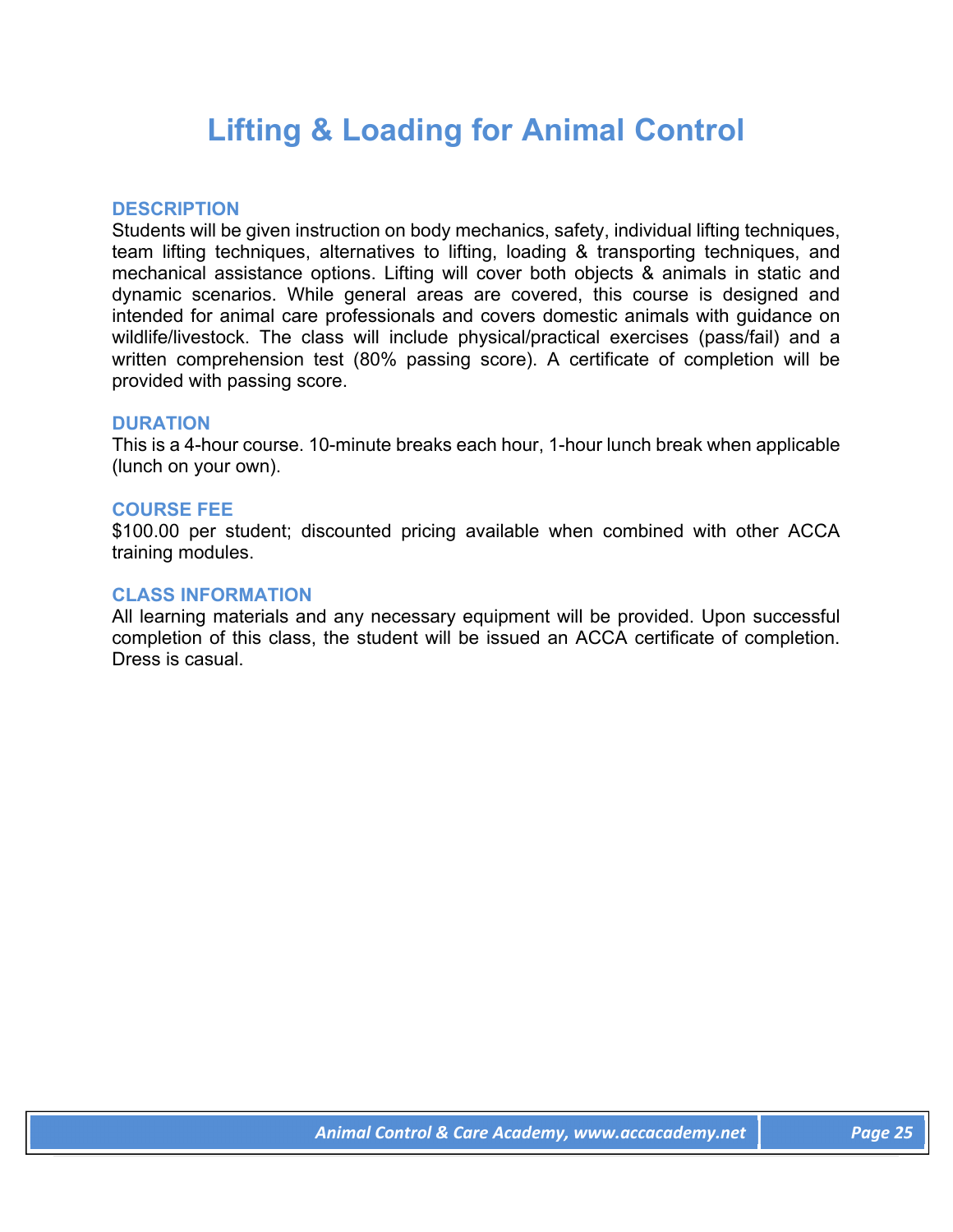# Lifting & Loading for Animal Control

## DESCRIPTION

Students will be given instruction on body mechanics, safety, individual lifting techniques, team lifting techniques, alternatives to lifting, loading & transporting techniques, and mechanical assistance options. Lifting will cover both objects & animals in static and dynamic scenarios. While general areas are covered, this course is designed and intended for animal care professionals and covers domestic animals with guidance on wildlife/livestock. The class will include physical/practical exercises (pass/fail) and a written comprehension test (80% passing score). A certificate of completion will be provided with passing score.

## DURATION

This is a 4-hour course. 10-minute breaks each hour, 1-hour lunch break when applicable (lunch on your own).

## COURSE FEE

$100.00 per student; discounted pricing available when combined with other ACCA training modules.

## CLASS INFORMATION

All learning materials and any necessary equipment will be provided. Upon successful completion of this class, the student will be issued an ACCA certificate of completion. Dress is casual.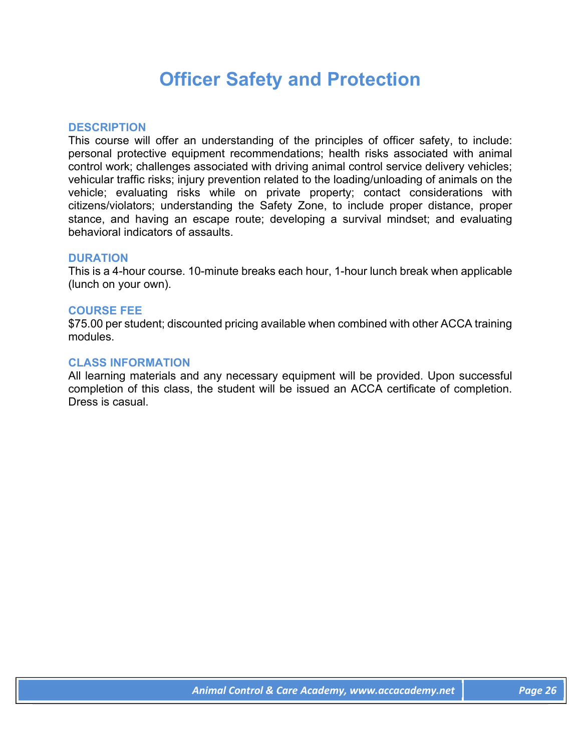# Officer Safety and Protection

## DESCRIPTION

This course will offer an understanding of the principles of officer safety, to include: personal protective equipment recommendations; health risks associated with animal control work; challenges associated with driving animal control service delivery vehicles; vehicular traffic risks; injury prevention related to the loading/unloading of animals on the vehicle; evaluating risks while on private property; contact considerations with citizens/violators; understanding the Safety Zone, to include proper distance, proper stance, and having an escape route; developing a survival mindset; and evaluating behavioral indicators of assaults.

## DURATION

This is a 4-hour course. 10-minute breaks each hour, 1-hour lunch break when applicable (lunch on your own).

## COURSE FEE

$75.00 per student; discounted pricing available when combined with other ACCA training modules.

## CLASS INFORMATION

All learning materials and any necessary equipment will be provided. Upon successful completion of this class, the student will be issued an ACCA certificate of completion. Dress is casual.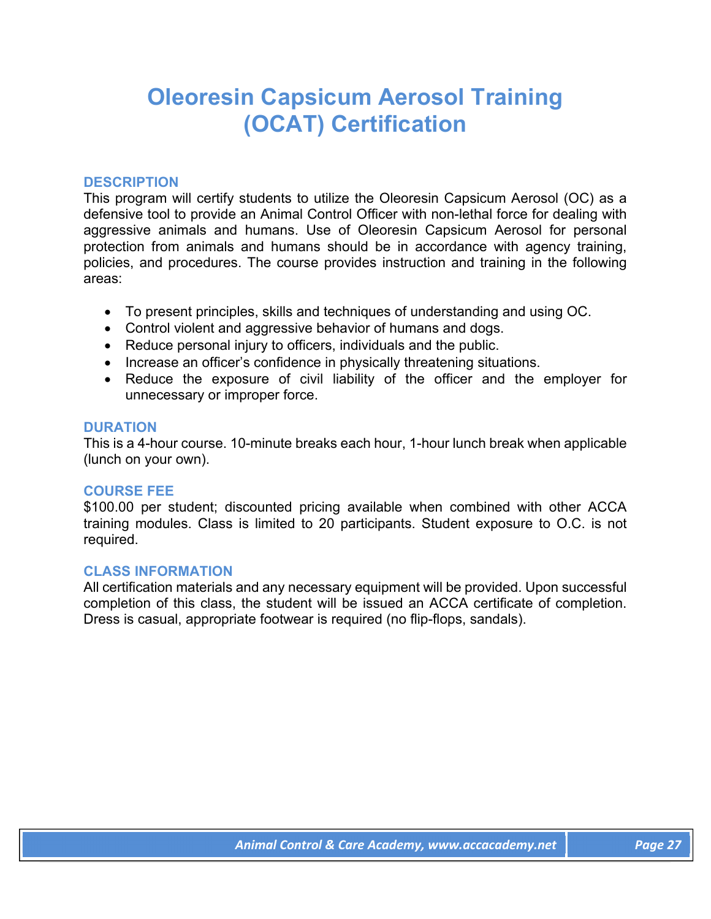# Oleoresin Capsicum Aerosol Training (OCAT) Certification

### DESCRIPTION

This program will certify students to utilize the Oleoresin Capsicum Aerosol (OC) as a defensive tool to provide an Animal Control Officer with non-lethal force for dealing with aggressive animals and humans. Use of Oleoresin Capsicum Aerosol for personal protection from animals and humans should be in accordance with agency training, policies, and procedures. The course provides instruction and training in the following areas:

- To present principles, skills and techniques of understanding and using OC.
- Control violent and aggressive behavior of humans and dogs.
- Reduce personal injury to officers, individuals and the public.
- Increase an officer's confidence in physically threatening situations.
- Reduce the exposure of civil liability of the officer and the employer for unnecessary or improper force.

### DURATION

This is a 4-hour course. 10-minute breaks each hour, 1-hour lunch break when applicable (lunch on your own).

### COURSE FEE

$100.00 per student; discounted pricing available when combined with other ACCA training modules. Class is limited to 20 participants. Student exposure to O.C. is not required.

### CLASS INFORMATION

All certification materials and any necessary equipment will be provided. Upon successful completion of this class, the student will be issued an ACCA certificate of completion. Dress is casual, appropriate footwear is required (no flip-flops, sandals).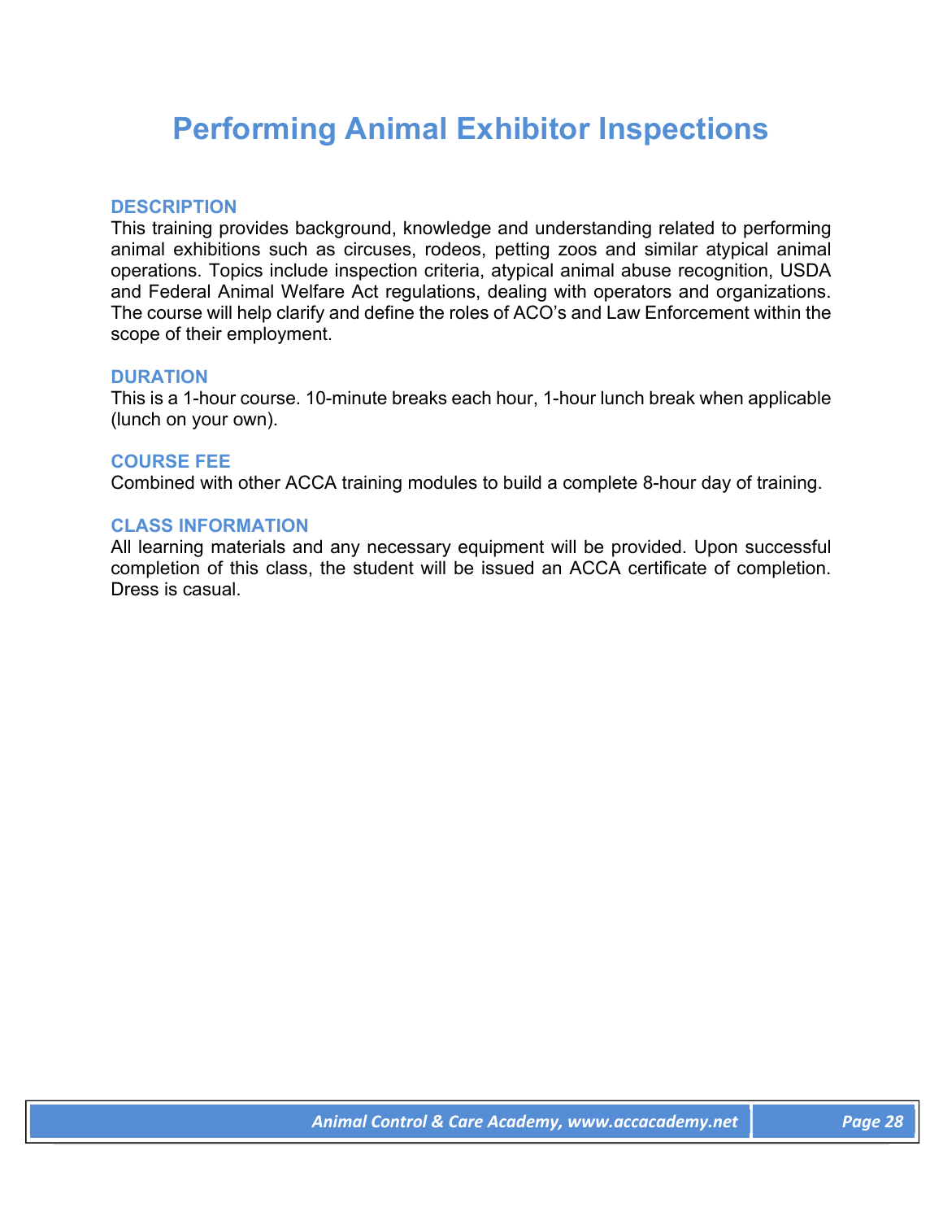# Performing Animal Exhibitor Inspections

## DESCRIPTION

This training provides background, knowledge and understanding related to performing animal exhibitions such as circuses, rodeos, petting zoos and similar atypical animal operations. Topics include inspection criteria, atypical animal abuse recognition, USDA and Federal Animal Welfare Act regulations, dealing with operators and organizations. The course will help clarify and define the roles of ACO's and Law Enforcement within the scope of their employment.

## DURATION

This is a 1-hour course. 10-minute breaks each hour, 1-hour lunch break when applicable (lunch on your own).

## COURSE FEE

Combined with other ACCA training modules to build a complete 8-hour day of training.

## CLASS INFORMATION

All learning materials and any necessary equipment will be provided. Upon successful completion of this class, the student will be issued an ACCA certificate of completion. Dress is casual.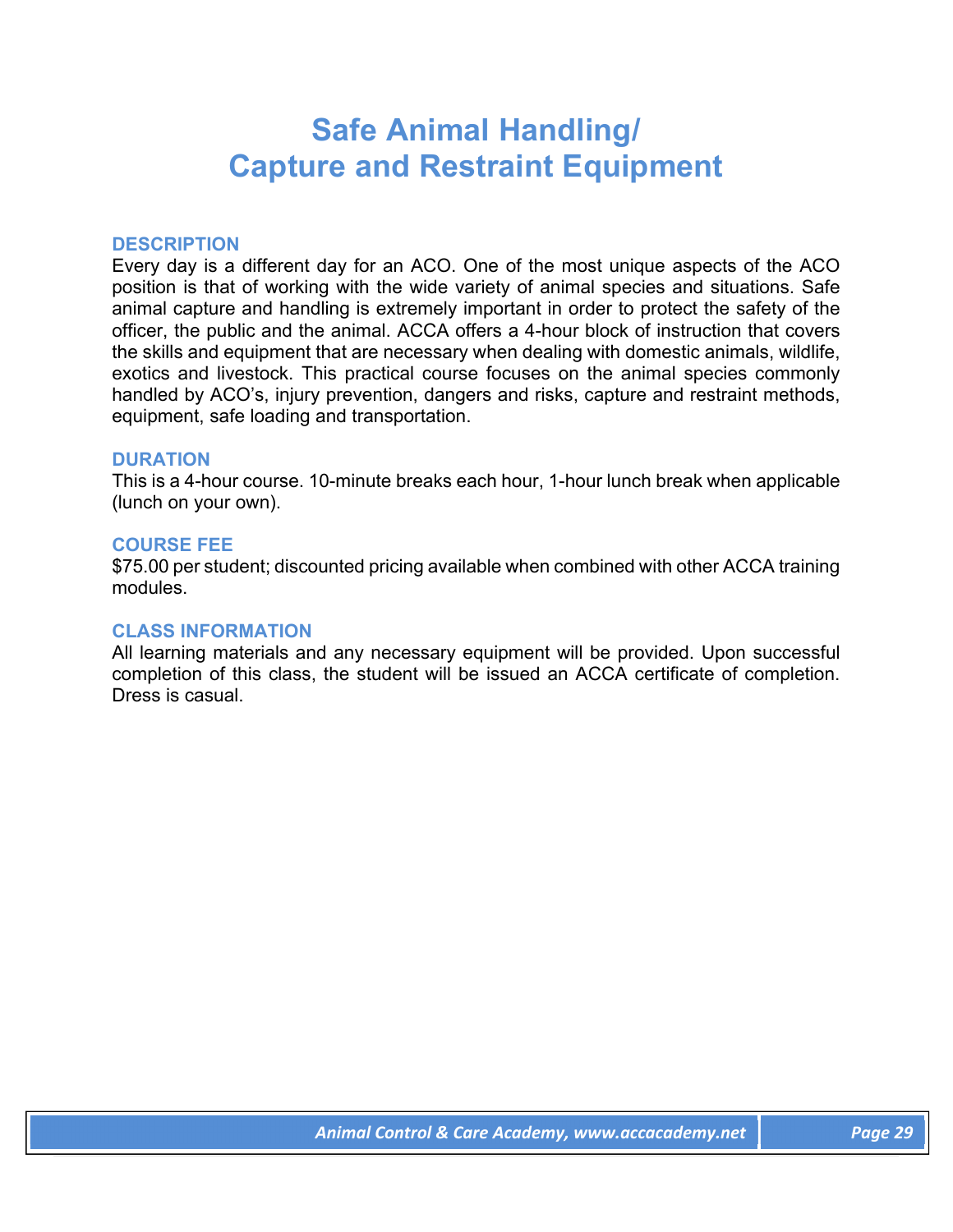# Safe Animal Handling/ Capture and Restraint Equipment

### DESCRIPTION

Every day is a different day for an ACO. One of the most unique aspects of the ACO position is that of working with the wide variety of animal species and situations. Safe animal capture and handling is extremely important in order to protect the safety of the officer, the public and the animal. ACCA offers a 4-hour block of instruction that covers the skills and equipment that are necessary when dealing with domestic animals, wildlife, exotics and livestock. This practical course focuses on the animal species commonly handled by ACO's, injury prevention, dangers and risks, capture and restraint methods, equipment, safe loading and transportation.

### DURATION

This is a 4-hour course. 10-minute breaks each hour, 1-hour lunch break when applicable (lunch on your own).

### COURSE FEE

$75.00 per student; discounted pricing available when combined with other ACCA training modules.

### CLASS INFORMATION

All learning materials and any necessary equipment will be provided. Upon successful completion of this class, the student will be issued an ACCA certificate of completion. Dress is casual.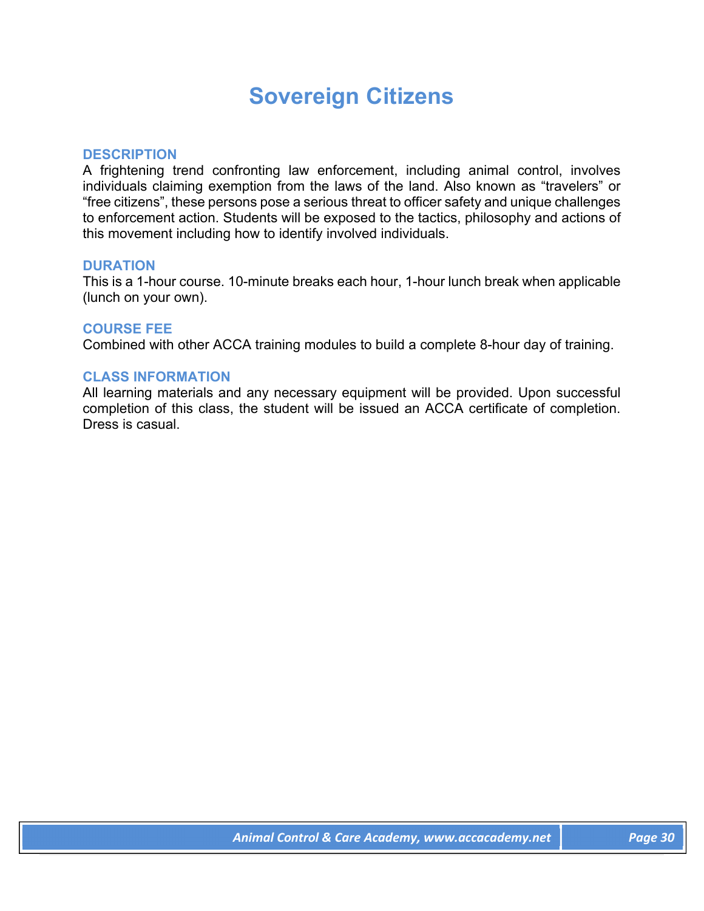# Sovereign Citizens

## DESCRIPTION

A frightening trend confronting law enforcement, including animal control, involves individuals claiming exemption from the laws of the land. Also known as "travelers" or "free citizens", these persons pose a serious threat to officer safety and unique challenges to enforcement action. Students will be exposed to the tactics, philosophy and actions of this movement including how to identify involved individuals.

## DURATION

This is a 1-hour course. 10-minute breaks each hour, 1-hour lunch break when applicable (lunch on your own).

## COURSE FEE

Combined with other ACCA training modules to build a complete 8-hour day of training.

## CLASS INFORMATION

All learning materials and any necessary equipment will be provided. Upon successful completion of this class, the student will be issued an ACCA certificate of completion. Dress is casual.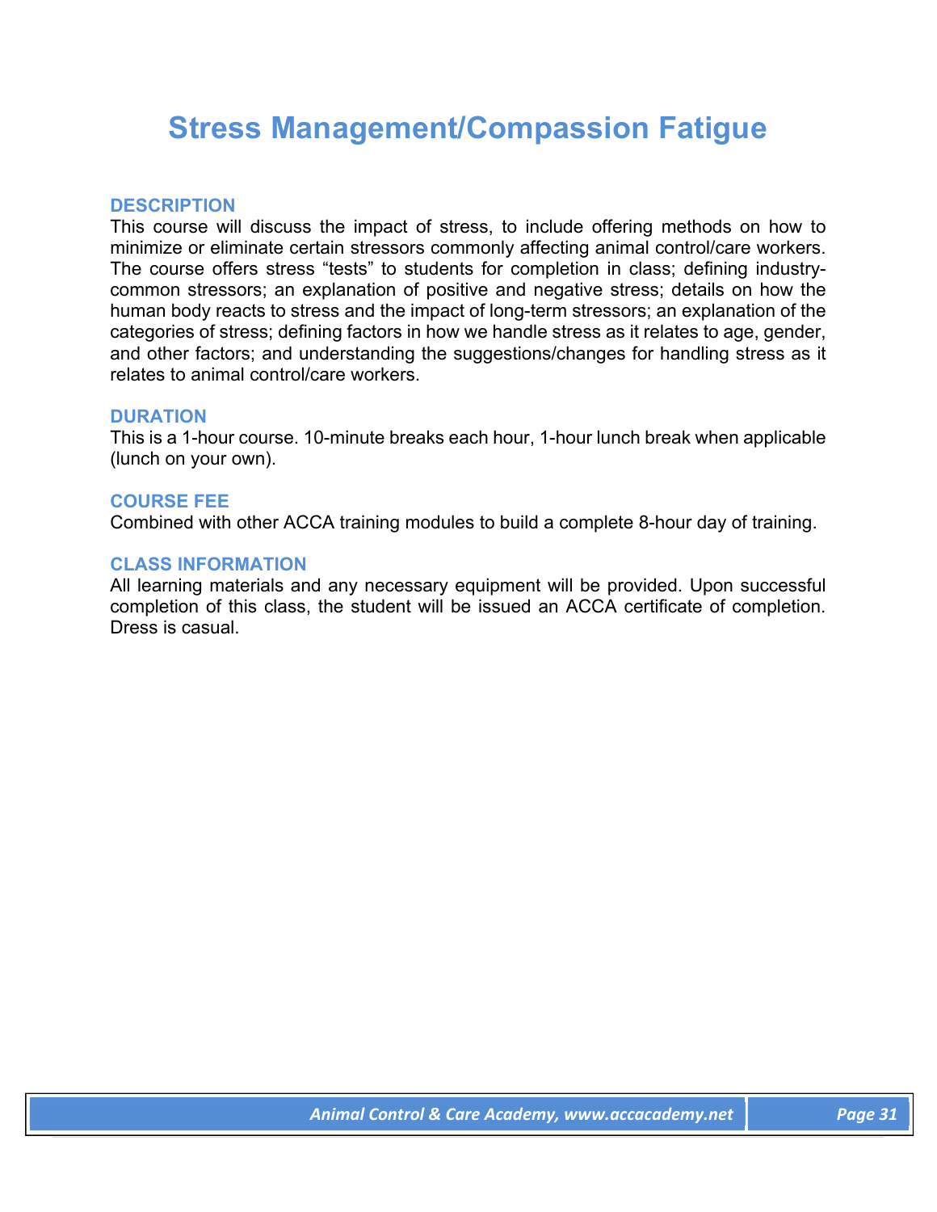# Stress Management/Compassion Fatigue

### DESCRIPTION

This course will discuss the impact of stress, to include offering methods on how to minimize or eliminate certain stressors commonly affecting animal control/care workers. The course offers stress "tests" to students for completion in class; defining industry-common stressors; an explanation of positive and negative stress; details on how the human body reacts to stress and the impact of long-term stressors; an explanation of the categories of stress; defining factors in how we handle stress as it relates to age, gender, and other factors; and understanding the suggestions/changes for handling stress as it relates to animal control/care workers.

### DURATION

This is a 1-hour course. 10-minute breaks each hour, 1-hour lunch break when applicable (lunch on your own).

### COURSE FEE

Combined with other ACCA training modules to build a complete 8-hour day of training.

### CLASS INFORMATION

All learning materials and any necessary equipment will be provided. Upon successful completion of this class, the student will be issued an ACCA certificate of completion. Dress is casual.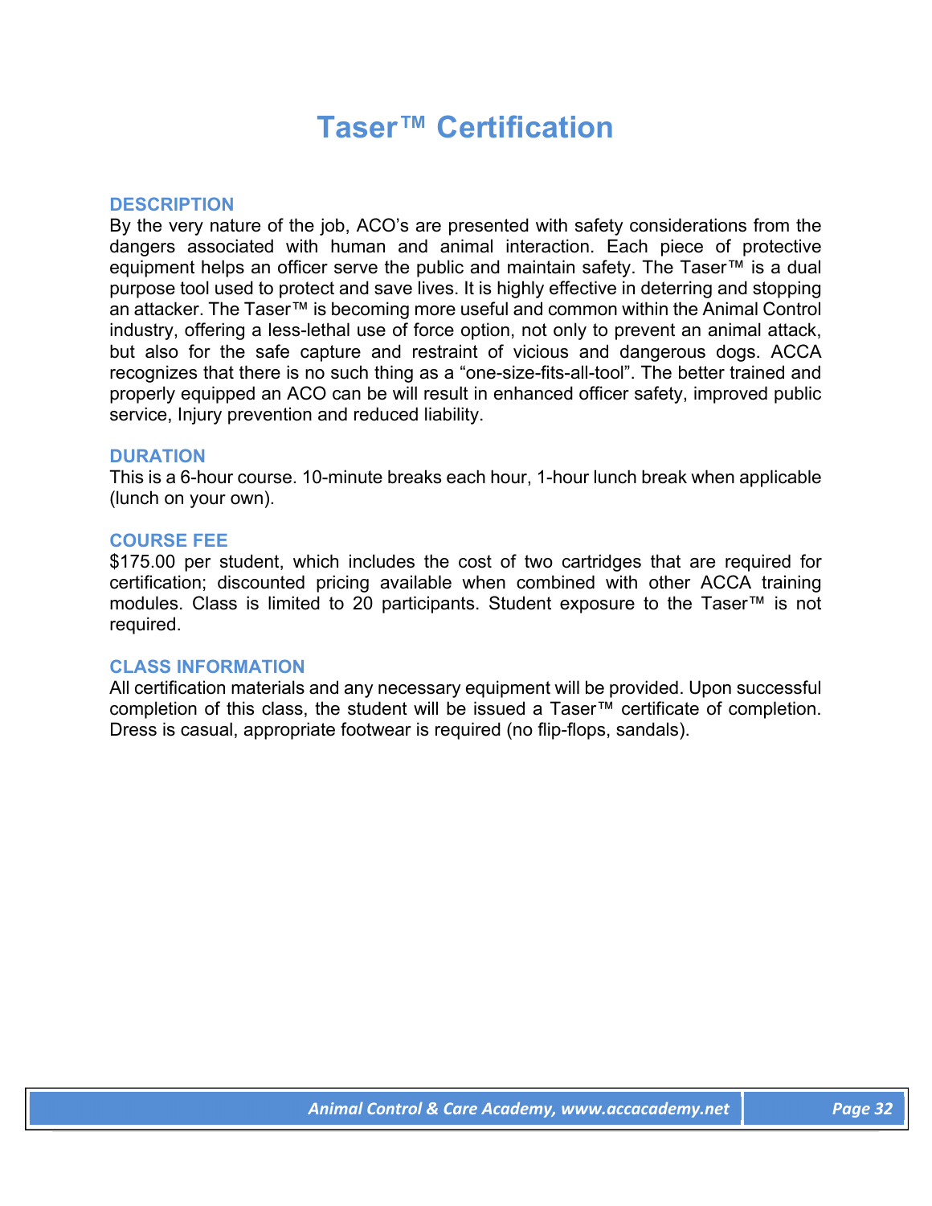# Taser™ Certification

## DESCRIPTION

By the very nature of the job, ACO's are presented with safety considerations from the dangers associated with human and animal interaction. Each piece of protective equipment helps an officer serve the public and maintain safety. The Taser™ is a dual purpose tool used to protect and save lives. It is highly effective in deterring and stopping an attacker. The Taser™ is becoming more useful and common within the Animal Control industry, offering a less-lethal use of force option, not only to prevent an animal attack, but also for the safe capture and restraint of vicious and dangerous dogs. ACCA recognizes that there is no such thing as a "one-size-fits-all-tool". The better trained and properly equipped an ACO can be will result in enhanced officer safety, improved public service, Injury prevention and reduced liability.

## DURATION

This is a 6-hour course. 10-minute breaks each hour, 1-hour lunch break when applicable (lunch on your own).

## COURSE FEE

$175.00 per student, which includes the cost of two cartridges that are required for certification; discounted pricing available when combined with other ACCA training modules. Class is limited to 20 participants. Student exposure to the Taser™ is not required.

## CLASS INFORMATION

All certification materials and any necessary equipment will be provided. Upon successful completion of this class, the student will be issued a Taser™ certificate of completion. Dress is casual, appropriate footwear is required (no flip-flops, sandals).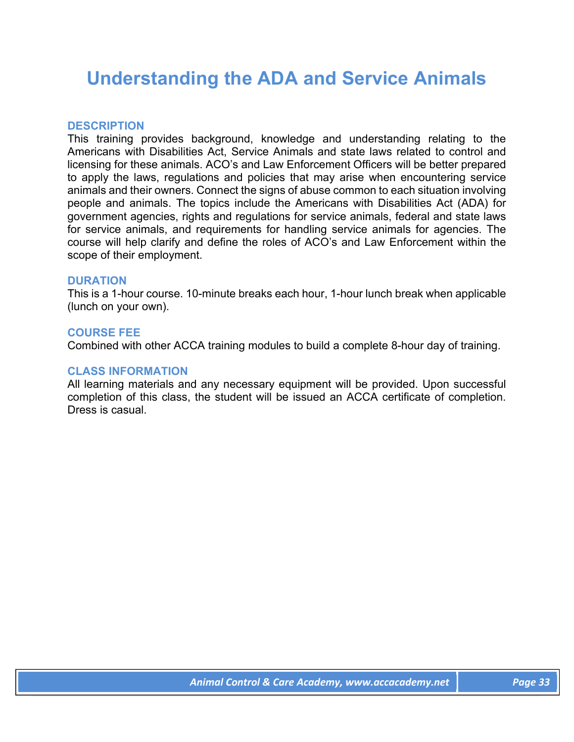# Understanding the ADA and Service Animals

### DESCRIPTION

This training provides background, knowledge and understanding relating to the Americans with Disabilities Act, Service Animals and state laws related to control and licensing for these animals. ACO's and Law Enforcement Officers will be better prepared to apply the laws, regulations and policies that may arise when encountering service animals and their owners. Connect the signs of abuse common to each situation involving people and animals. The topics include the Americans with Disabilities Act (ADA) for government agencies, rights and regulations for service animals, federal and state laws for service animals, and requirements for handling service animals for agencies. The course will help clarify and define the roles of ACO's and Law Enforcement within the scope of their employment.

### DURATION

This is a 1-hour course. 10-minute breaks each hour, 1-hour lunch break when applicable (lunch on your own).

### COURSE FEE

Combined with other ACCA training modules to build a complete 8-hour day of training.

### CLASS INFORMATION

All learning materials and any necessary equipment will be provided. Upon successful completion of this class, the student will be issued an ACCA certificate of completion. Dress is casual.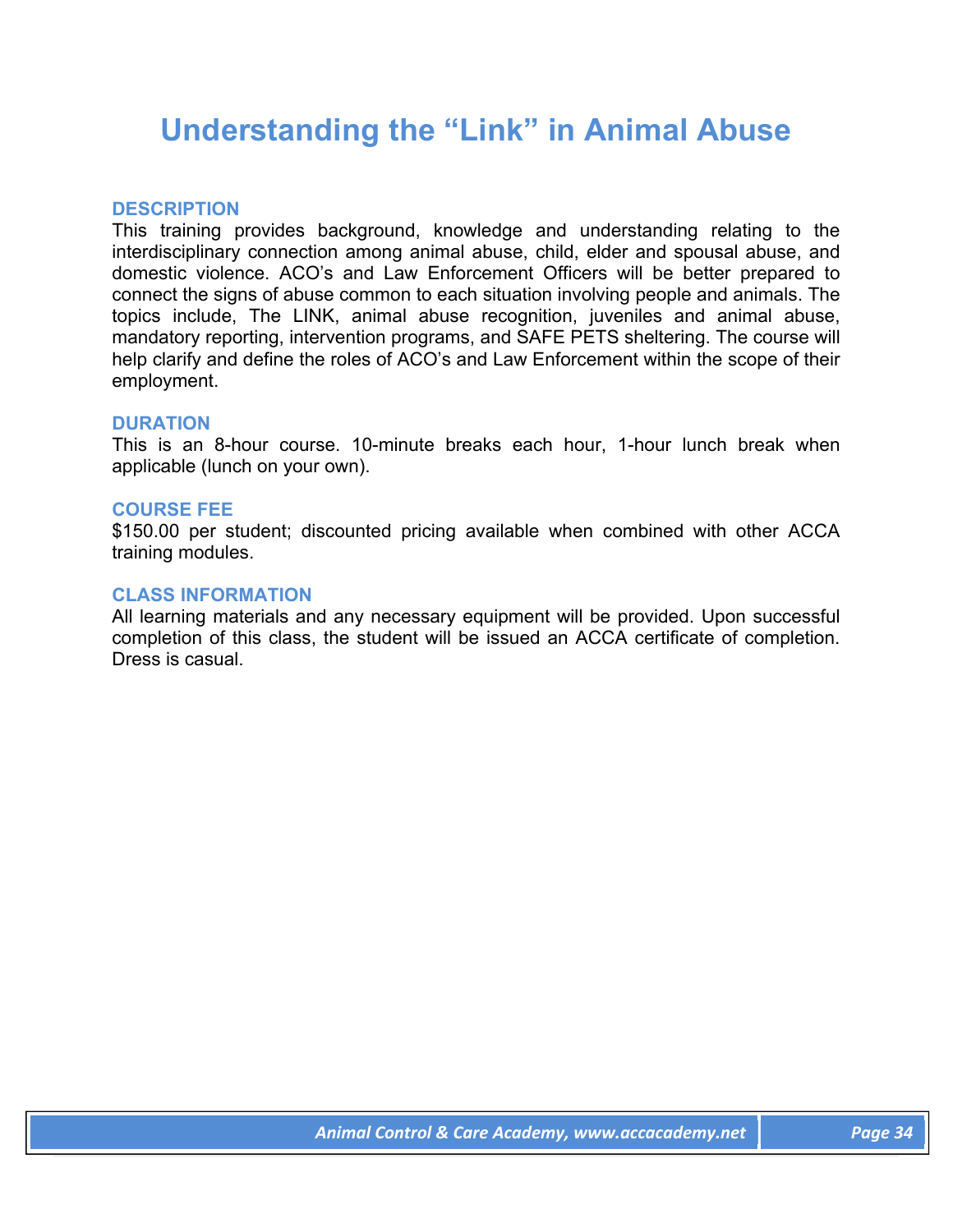# Understanding the "Link" in Animal Abuse

## DESCRIPTION

This training provides background, knowledge and understanding relating to the interdisciplinary connection among animal abuse, child, elder and spousal abuse, and domestic violence. ACO's and Law Enforcement Officers will be better prepared to connect the signs of abuse common to each situation involving people and animals. The topics include, The LINK, animal abuse recognition, juveniles and animal abuse, mandatory reporting, intervention programs, and SAFE PETS sheltering. The course will help clarify and define the roles of ACO's and Law Enforcement within the scope of their employment.

## DURATION

This is an 8-hour course. 10-minute breaks each hour, 1-hour lunch break when applicable (lunch on your own).

## COURSE FEE

$150.00 per student; discounted pricing available when combined with other ACCA training modules.

## CLASS INFORMATION

All learning materials and any necessary equipment will be provided. Upon successful completion of this class, the student will be issued an ACCA certificate of completion. Dress is casual.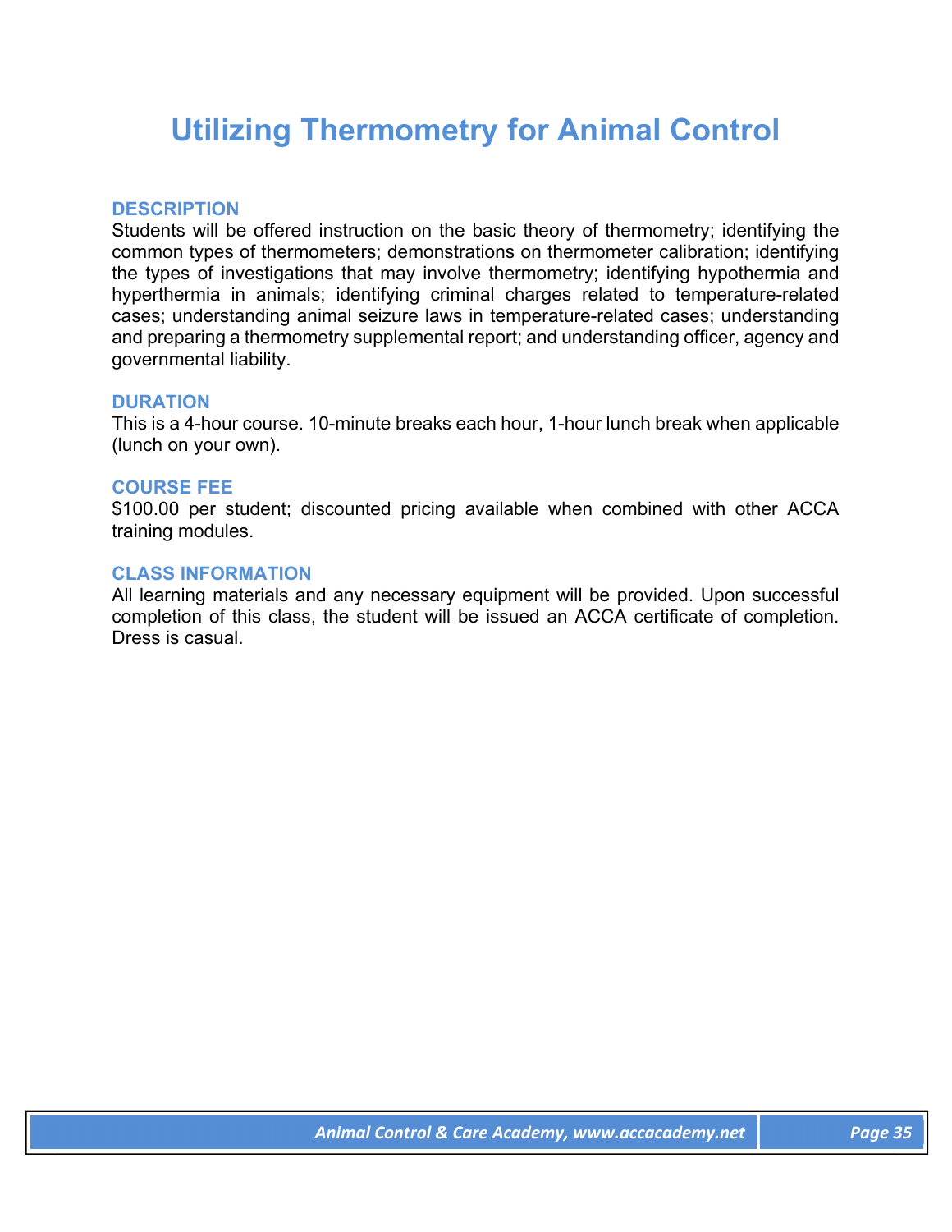# Utilizing Thermometry for Animal Control

### DESCRIPTION

Students will be offered instruction on the basic theory of thermometry; identifying the common types of thermometers; demonstrations on thermometer calibration; identifying the types of investigations that may involve thermometry; identifying hypothermia and hyperthermia in animals; identifying criminal charges related to temperature-related cases; understanding animal seizure laws in temperature-related cases; understanding and preparing a thermometry supplemental report; and understanding officer, agency and governmental liability.

### DURATION

This is a 4-hour course. 10-minute breaks each hour, 1-hour lunch break when applicable (lunch on your own).

### COURSE FEE

$100.00 per student; discounted pricing available when combined with other ACCA training modules.

### CLASS INFORMATION

All learning materials and any necessary equipment will be provided. Upon successful completion of this class, the student will be issued an ACCA certificate of completion. Dress is casual.